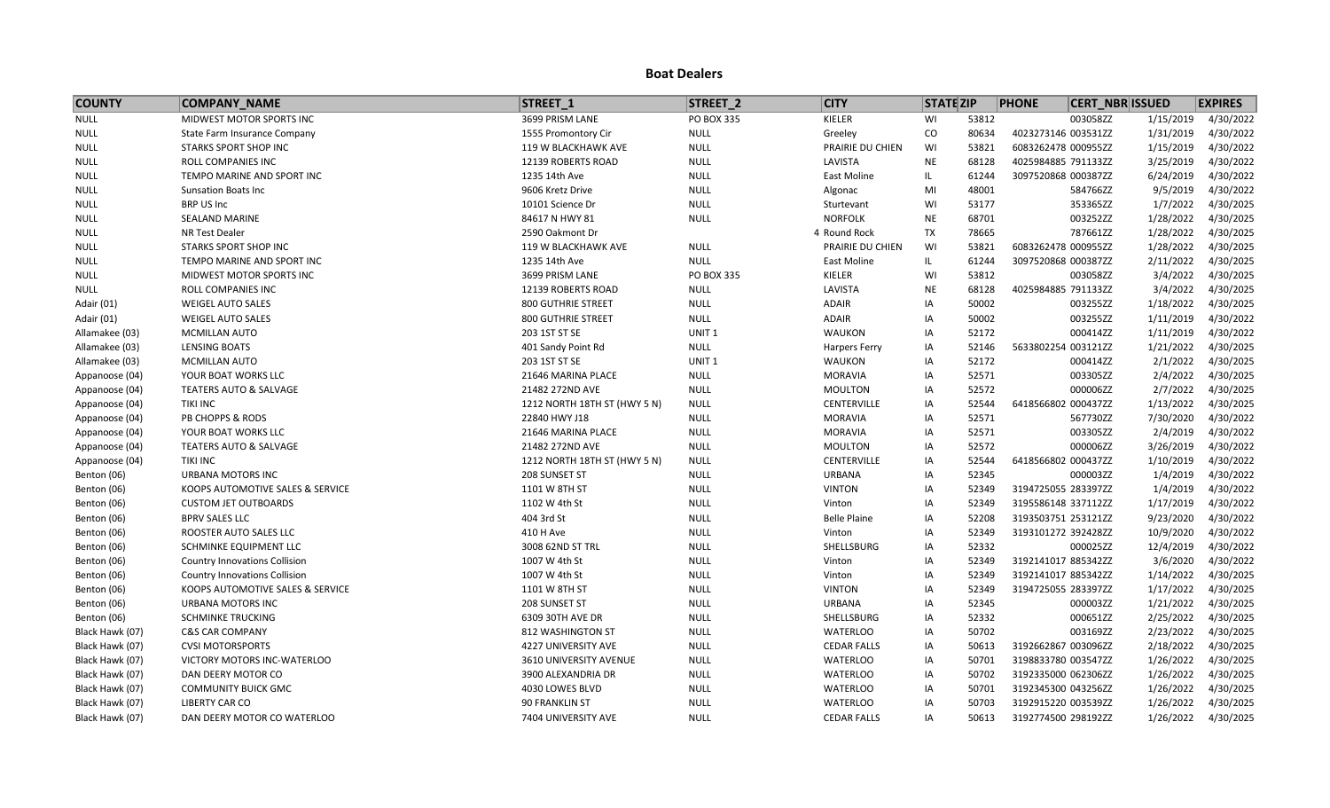# Boat Dealers

| COUNTY | COMPANY_NAME | STREET_1 | STREET_2 | CITY | STATE | ZIP | PHONE | CERT_NBR | ISSUED | EXPIRES |
|---|---|---|---|---|---|---|---|---|---|---|
| NULL | MIDWEST MOTOR SPORTS INC | 3699 PRISM LANE | PO BOX 335 | KIELER | WI | 53812 | | 003058ZZ | 1/15/2019 | 4/30/2022 |
| NULL | State Farm Insurance Company | 1555 Promontory Cir | NULL | Greeley | CO | 80634 | 4023273146 | 003531ZZ | 1/31/2019 | 4/30/2022 |
| NULL | STARKS SPORT SHOP INC | 119 W BLACKHAWK AVE | NULL | PRAIRIE DU CHIEN | WI | 53821 | 6083262478 | 000955ZZ | 1/15/2019 | 4/30/2022 |
| NULL | ROLL COMPANIES INC | 12139 ROBERTS ROAD | NULL | LAVISTA | NE | 68128 | 4025984885 | 791133ZZ | 3/25/2019 | 4/30/2022 |
| NULL | TEMPO MARINE AND SPORT INC | 1235 14th Ave | NULL | East Moline | IL | 61244 | 3097520868 | 000387ZZ | 6/24/2019 | 4/30/2022 |
| NULL | Sunsation Boats Inc | 9606 Kretz Drive | NULL | Algonac | MI | 48001 | | 584766ZZ | 9/5/2019 | 4/30/2022 |
| NULL | BRP US Inc | 10101 Science Dr | NULL | Sturtevant | WI | 53177 | | 353365ZZ | 1/7/2022 | 4/30/2025 |
| NULL | SEALAND MARINE | 84617 N HWY 81 | NULL | NORFOLK | NE | 68701 | | 003252ZZ | 1/28/2022 | 4/30/2025 |
| NULL | NR Test Dealer | 2590 Oakmont Dr | 4 | Round Rock | TX | 78665 | | 787661ZZ | 1/28/2022 | 4/30/2025 |
| NULL | STARKS SPORT SHOP INC | 119 W BLACKHAWK AVE | NULL | PRAIRIE DU CHIEN | WI | 53821 | 6083262478 | 000955ZZ | 1/28/2022 | 4/30/2025 |
| NULL | TEMPO MARINE AND SPORT INC | 1235 14th Ave | NULL | East Moline | IL | 61244 | 3097520868 | 000387ZZ | 2/11/2022 | 4/30/2025 |
| NULL | MIDWEST MOTOR SPORTS INC | 3699 PRISM LANE | PO BOX 335 | KIELER | WI | 53812 | | 003058ZZ | 3/4/2022 | 4/30/2025 |
| NULL | ROLL COMPANIES INC | 12139 ROBERTS ROAD | NULL | LAVISTA | NE | 68128 | 4025984885 | 791133ZZ | 3/4/2022 | 4/30/2025 |
| Adair (01) | WEIGEL AUTO SALES | 800 GUTHRIE STREET | NULL | ADAIR | IA | 50002 | | 003255ZZ | 1/18/2022 | 4/30/2025 |
| Adair (01) | WEIGEL AUTO SALES | 800 GUTHRIE STREET | NULL | ADAIR | IA | 50002 | | 003255ZZ | 1/11/2019 | 4/30/2022 |
| Allamakee (03) | MCMILLAN AUTO | 203 1ST ST SE | UNIT 1 | WAUKON | IA | 52172 | | 000414ZZ | 1/11/2019 | 4/30/2022 |
| Allamakee (03) | LENSING BOATS | 401 Sandy Point Rd | NULL | Harpers Ferry | IA | 52146 | 5633802254 | 003121ZZ | 1/21/2022 | 4/30/2025 |
| Allamakee (03) | MCMILLAN AUTO | 203 1ST ST SE | UNIT 1 | WAUKON | IA | 52172 | | 000414ZZ | 2/1/2022 | 4/30/2025 |
| Appanoose (04) | YOUR BOAT WORKS LLC | 21646 MARINA PLACE | NULL | MORAVIA | IA | 52571 | | 003305ZZ | 2/4/2022 | 4/30/2025 |
| Appanoose (04) | TEATERS AUTO & SALVAGE | 21482 272ND AVE | NULL | MOULTON | IA | 52572 | | 000006ZZ | 2/7/2022 | 4/30/2025 |
| Appanoose (04) | TIKI INC | 1212 NORTH 18TH ST (HWY 5 N) | NULL | CENTERVILLE | IA | 52544 | 6418566802 | 000437ZZ | 1/13/2022 | 4/30/2025 |
| Appanoose (04) | PB CHOPPS & RODS | 22840 HWY J18 | NULL | MORAVIA | IA | 52571 | | 567730ZZ | 7/30/2020 | 4/30/2022 |
| Appanoose (04) | YOUR BOAT WORKS LLC | 21646 MARINA PLACE | NULL | MORAVIA | IA | 52571 | | 003305ZZ | 2/4/2019 | 4/30/2022 |
| Appanoose (04) | TEATERS AUTO & SALVAGE | 21482 272ND AVE | NULL | MOULTON | IA | 52572 | | 000006ZZ | 3/26/2019 | 4/30/2022 |
| Appanoose (04) | TIKI INC | 1212 NORTH 18TH ST (HWY 5 N) | NULL | CENTERVILLE | IA | 52544 | 6418566802 | 000437ZZ | 1/10/2019 | 4/30/2022 |
| Benton (06) | URBANA MOTORS INC | 208 SUNSET ST | NULL | URBANA | IA | 52345 | | 000003ZZ | 1/4/2019 | 4/30/2022 |
| Benton (06) | KOOPS AUTOMOTIVE SALES & SERVICE | 1101 W 8TH ST | NULL | VINTON | IA | 52349 | 3194725055 | 283397ZZ | 1/4/2019 | 4/30/2022 |
| Benton (06) | CUSTOM JET OUTBOARDS | 1102 W 4th St | NULL | Vinton | IA | 52349 | 3195586148 | 337112ZZ | 1/17/2019 | 4/30/2022 |
| Benton (06) | BPRV SALES LLC | 404 3rd St | NULL | Belle Plaine | IA | 52208 | 3193503751 | 253121ZZ | 9/23/2020 | 4/30/2022 |
| Benton (06) | ROOSTER AUTO SALES LLC | 410 H Ave | NULL | Vinton | IA | 52349 | 3193101272 | 392428ZZ | 10/9/2020 | 4/30/2022 |
| Benton (06) | SCHMINKE EQUIPMENT LLC | 3008 62ND ST TRL | NULL | SHELLSBURG | IA | 52332 | | 000025ZZ | 12/4/2019 | 4/30/2022 |
| Benton (06) | Country Innovations Collision | 1007 W 4th St | NULL | Vinton | IA | 52349 | 3192141017 | 885342ZZ | 3/6/2020 | 4/30/2022 |
| Benton (06) | Country Innovations Collision | 1007 W 4th St | NULL | Vinton | IA | 52349 | 3192141017 | 885342ZZ | 1/14/2022 | 4/30/2025 |
| Benton (06) | KOOPS AUTOMOTIVE SALES & SERVICE | 1101 W 8TH ST | NULL | VINTON | IA | 52349 | 3194725055 | 283397ZZ | 1/17/2022 | 4/30/2025 |
| Benton (06) | URBANA MOTORS INC | 208 SUNSET ST | NULL | URBANA | IA | 52345 | | 000003ZZ | 1/21/2022 | 4/30/2025 |
| Benton (06) | SCHMINKE TRUCKING | 6309 30TH AVE DR | NULL | SHELLSBURG | IA | 52332 | | 000651ZZ | 2/25/2022 | 4/30/2025 |
| Black Hawk (07) | C&S CAR COMPANY | 812 WASHINGTON ST | NULL | WATERLOO | IA | 50702 | | 003169ZZ | 2/23/2022 | 4/30/2025 |
| Black Hawk (07) | CVSI MOTORSPORTS | 4227 UNIVERSITY AVE | NULL | CEDAR FALLS | IA | 50613 | 3192662867 | 003096ZZ | 2/18/2022 | 4/30/2025 |
| Black Hawk (07) | VICTORY MOTORS INC-WATERLOO | 3610 UNIVERSITY AVENUE | NULL | WATERLOO | IA | 50701 | 3198833780 | 003547ZZ | 1/26/2022 | 4/30/2025 |
| Black Hawk (07) | DAN DEERY MOTOR CO | 3900 ALEXANDRIA DR | NULL | WATERLOO | IA | 50702 | 3192335000 | 062306ZZ | 1/26/2022 | 4/30/2025 |
| Black Hawk (07) | COMMUNITY BUICK GMC | 4030 LOWES BLVD | NULL | WATERLOO | IA | 50701 | 3192345300 | 043256ZZ | 1/26/2022 | 4/30/2025 |
| Black Hawk (07) | LIBERTY CAR CO | 90 FRANKLIN ST | NULL | WATERLOO | IA | 50703 | 3192915220 | 003539ZZ | 1/26/2022 | 4/30/2025 |
| Black Hawk (07) | DAN DEERY MOTOR CO WATERLOO | 7404 UNIVERSITY AVE | NULL | CEDAR FALLS | IA | 50613 | 3192774500 | 298192ZZ | 1/26/2022 | 4/30/2025 |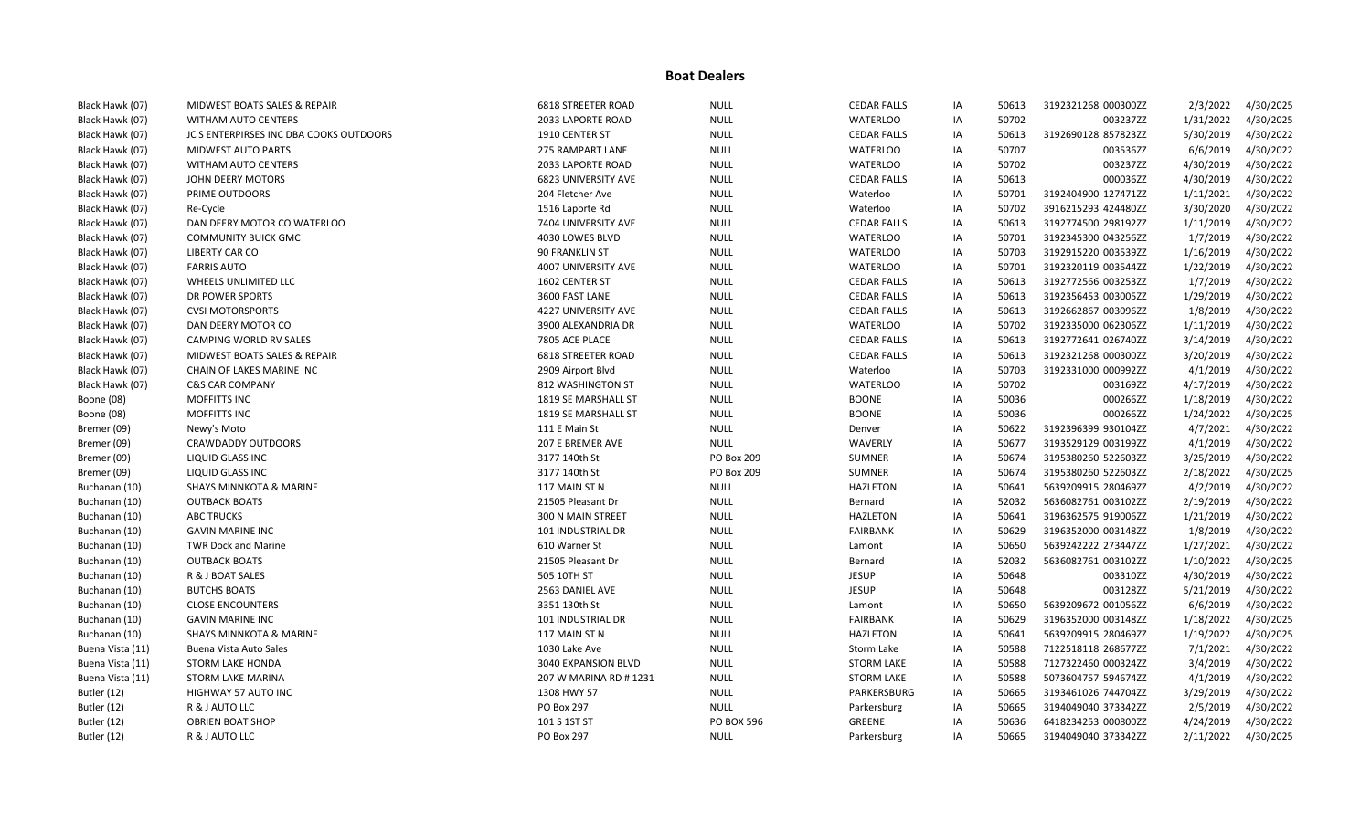## Boat Dealers

| | | | | | | | | | |
|---|---|---|---|---|---|---|---|---|---|
| Black Hawk (07) | MIDWEST BOATS SALES & REPAIR | 6818 STREETER ROAD | NULL | CEDAR FALLS | IA | 50613 | 3192321268 000300ZZ | 2/3/2022 | 4/30/2025 |
| Black Hawk (07) | WITHAM AUTO CENTERS | 2033 LAPORTE ROAD | NULL | WATERLOO | IA | 50702 | 003237ZZ | 1/31/2022 | 4/30/2025 |
| Black Hawk (07) | JC S ENTERPIRSES INC DBA COOKS OUTDOORS | 1910 CENTER ST | NULL | CEDAR FALLS | IA | 50613 | 3192690128 857823ZZ | 5/30/2019 | 4/30/2022 |
| Black Hawk (07) | MIDWEST AUTO PARTS | 275 RAMPART LANE | NULL | WATERLOO | IA | 50707 | 003536ZZ | 6/6/2019 | 4/30/2022 |
| Black Hawk (07) | WITHAM AUTO CENTERS | 2033 LAPORTE ROAD | NULL | WATERLOO | IA | 50702 | 003237ZZ | 4/30/2019 | 4/30/2022 |
| Black Hawk (07) | JOHN DEERY MOTORS | 6823 UNIVERSITY AVE | NULL | CEDAR FALLS | IA | 50613 | 000036ZZ | 4/30/2019 | 4/30/2022 |
| Black Hawk (07) | PRIME OUTDOORS | 204 Fletcher Ave | NULL | Waterloo | IA | 50701 | 3192404900 127471ZZ | 1/11/2021 | 4/30/2022 |
| Black Hawk (07) | Re-Cycle | 1516 Laporte Rd | NULL | Waterloo | IA | 50702 | 3916215293 424480ZZ | 3/30/2020 | 4/30/2022 |
| Black Hawk (07) | DAN DEERY MOTOR CO WATERLOO | 7404 UNIVERSITY AVE | NULL | CEDAR FALLS | IA | 50613 | 3192774500 298192ZZ | 1/11/2019 | 4/30/2022 |
| Black Hawk (07) | COMMUNITY BUICK GMC | 4030 LOWES BLVD | NULL | WATERLOO | IA | 50701 | 3192345300 043256ZZ | 1/7/2019 | 4/30/2022 |
| Black Hawk (07) | LIBERTY CAR CO | 90 FRANKLIN ST | NULL | WATERLOO | IA | 50703 | 3192915220 003539ZZ | 1/16/2019 | 4/30/2022 |
| Black Hawk (07) | FARRIS AUTO | 4007 UNIVERSITY AVE | NULL | WATERLOO | IA | 50701 | 3192320119 003544ZZ | 1/22/2019 | 4/30/2022 |
| Black Hawk (07) | WHEELS UNLIMITED LLC | 1602 CENTER ST | NULL | CEDAR FALLS | IA | 50613 | 3192772566 003253ZZ | 1/7/2019 | 4/30/2022 |
| Black Hawk (07) | DR POWER SPORTS | 3600 FAST LANE | NULL | CEDAR FALLS | IA | 50613 | 3192356453 003005ZZ | 1/29/2019 | 4/30/2022 |
| Black Hawk (07) | CVSI MOTORSPORTS | 4227 UNIVERSITY AVE | NULL | CEDAR FALLS | IA | 50613 | 3192662867 003096ZZ | 1/8/2019 | 4/30/2022 |
| Black Hawk (07) | DAN DEERY MOTOR CO | 3900 ALEXANDRIA DR | NULL | WATERLOO | IA | 50702 | 3192335000 062306ZZ | 1/11/2019 | 4/30/2022 |
| Black Hawk (07) | CAMPING WORLD RV SALES | 7805 ACE PLACE | NULL | CEDAR FALLS | IA | 50613 | 3192772641 026740ZZ | 3/14/2019 | 4/30/2022 |
| Black Hawk (07) | MIDWEST BOATS SALES & REPAIR | 6818 STREETER ROAD | NULL | CEDAR FALLS | IA | 50613 | 3192321268 000300ZZ | 3/20/2019 | 4/30/2022 |
| Black Hawk (07) | CHAIN OF LAKES MARINE INC | 2909 Airport Blvd | NULL | Waterloo | IA | 50703 | 3192331000 000992ZZ | 4/1/2019 | 4/30/2022 |
| Black Hawk (07) | C&S CAR COMPANY | 812 WASHINGTON ST | NULL | WATERLOO | IA | 50702 | 003169ZZ | 4/17/2019 | 4/30/2022 |
| Boone (08) | MOFFITTS INC | 1819 SE MARSHALL ST | NULL | BOONE | IA | 50036 | 000266ZZ | 1/18/2019 | 4/30/2022 |
| Boone (08) | MOFFITTS INC | 1819 SE MARSHALL ST | NULL | BOONE | IA | 50036 | 000266ZZ | 1/24/2022 | 4/30/2025 |
| Bremer (09) | Newy's Moto | 111 E Main St | NULL | Denver | IA | 50622 | 3192396399 930104ZZ | 4/7/2021 | 4/30/2022 |
| Bremer (09) | CRAWDADDY OUTDOORS | 207 E BREMER AVE | NULL | WAVERLY | IA | 50677 | 3193529129 003199ZZ | 4/1/2019 | 4/30/2022 |
| Bremer (09) | LIQUID GLASS INC | 3177 140th St | PO Box 209 | SUMNER | IA | 50674 | 3195380260 522603ZZ | 3/25/2019 | 4/30/2022 |
| Bremer (09) | LIQUID GLASS INC | 3177 140th St | PO Box 209 | SUMNER | IA | 50674 | 3195380260 522603ZZ | 2/18/2022 | 4/30/2025 |
| Buchanan (10) | SHAYS MINNKOTA & MARINE | 117 MAIN ST N | NULL | HAZLETON | IA | 50641 | 5639209915 280469ZZ | 4/2/2019 | 4/30/2022 |
| Buchanan (10) | OUTBACK BOATS | 21505 Pleasant Dr | NULL | Bernard | IA | 52032 | 5636082761 003102ZZ | 2/19/2019 | 4/30/2022 |
| Buchanan (10) | ABC TRUCKS | 300 N MAIN STREET | NULL | HAZLETON | IA | 50641 | 3196362575 919006ZZ | 1/21/2019 | 4/30/2022 |
| Buchanan (10) | GAVIN MARINE INC | 101 INDUSTRIAL DR | NULL | FAIRBANK | IA | 50629 | 3196352000 003148ZZ | 1/8/2019 | 4/30/2022 |
| Buchanan (10) | TWR Dock and Marine | 610 Warner St | NULL | Lamont | IA | 50650 | 5639242222 273447ZZ | 1/27/2021 | 4/30/2022 |
| Buchanan (10) | OUTBACK BOATS | 21505 Pleasant Dr | NULL | Bernard | IA | 52032 | 5636082761 003102ZZ | 1/10/2022 | 4/30/2025 |
| Buchanan (10) | R & J BOAT SALES | 505 10TH ST | NULL | JESUP | IA | 50648 | 003310ZZ | 4/30/2019 | 4/30/2022 |
| Buchanan (10) | BUTCHS BOATS | 2563 DANIEL AVE | NULL | JESUP | IA | 50648 | 003128ZZ | 5/21/2019 | 4/30/2022 |
| Buchanan (10) | CLOSE ENCOUNTERS | 3351 130th St | NULL | Lamont | IA | 50650 | 5639209672 001056ZZ | 6/6/2019 | 4/30/2022 |
| Buchanan (10) | GAVIN MARINE INC | 101 INDUSTRIAL DR | NULL | FAIRBANK | IA | 50629 | 3196352000 003148ZZ | 1/18/2022 | 4/30/2025 |
| Buchanan (10) | SHAYS MINNKOTA & MARINE | 117 MAIN ST N | NULL | HAZLETON | IA | 50641 | 5639209915 280469ZZ | 1/19/2022 | 4/30/2025 |
| Buena Vista (11) | Buena Vista Auto Sales | 1030 Lake Ave | NULL | Storm Lake | IA | 50588 | 7122518118 268677ZZ | 7/1/2021 | 4/30/2022 |
| Buena Vista (11) | STORM LAKE HONDA | 3040 EXPANSION BLVD | NULL | STORM LAKE | IA | 50588 | 7127322460 000324ZZ | 3/4/2019 | 4/30/2022 |
| Buena Vista (11) | STORM LAKE MARINA | 207 W MARINA RD # 1231 | NULL | STORM LAKE | IA | 50588 | 5073604757 594674ZZ | 4/1/2019 | 4/30/2022 |
| Butler (12) | HIGHWAY 57 AUTO INC | 1308 HWY 57 | NULL | PARKERSBURG | IA | 50665 | 3193461026 744704ZZ | 3/29/2019 | 4/30/2022 |
| Butler (12) | R & J AUTO LLC | PO Box 297 | NULL | Parkersburg | IA | 50665 | 3194049040 373342ZZ | 2/5/2019 | 4/30/2022 |
| Butler (12) | OBRIEN BOAT SHOP | 101 S 1ST ST | PO BOX 596 | GREENE | IA | 50636 | 6418234253 000800ZZ | 4/24/2019 | 4/30/2022 |
| Butler (12) | R & J AUTO LLC | PO Box 297 | NULL | Parkersburg | IA | 50665 | 3194049040 373342ZZ | 2/11/2022 | 4/30/2025 |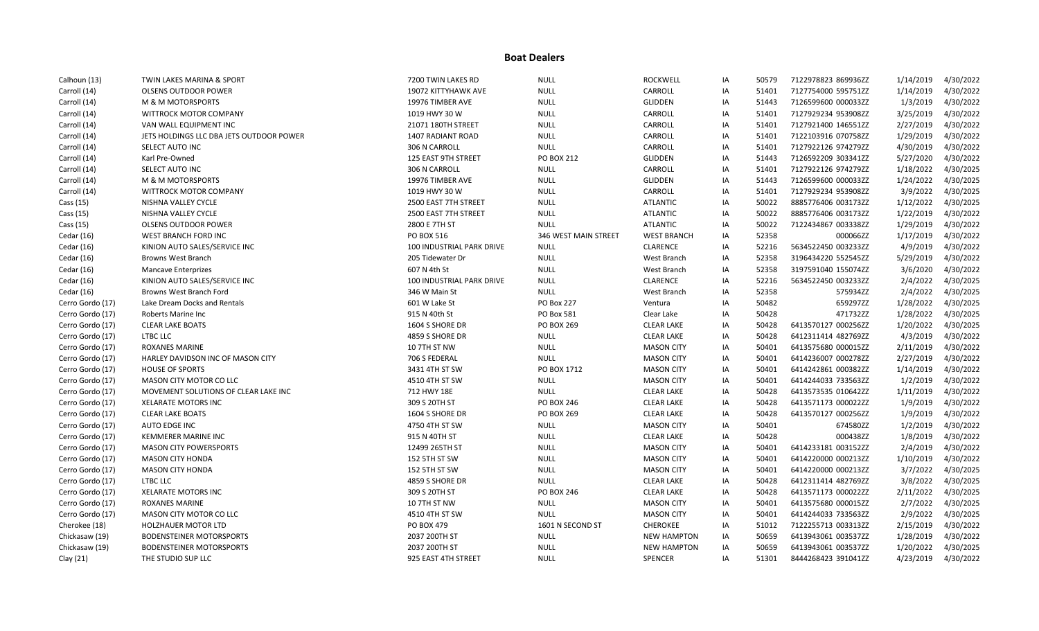## Boat Dealers

| | | | | | | | | | |
|---|---|---|---|---|---|---|---|---|---|
| Calhoun (13) | TWIN LAKES MARINA & SPORT | 7200 TWIN LAKES RD | NULL | ROCKWELL | IA | 50579 | 7122978823 869936ZZ | 1/14/2019 | 4/30/2022 |
| Carroll (14) | OLSENS OUTDOOR POWER | 19072 KITTYHAWK AVE | NULL | CARROLL | IA | 51401 | 7127754000 595751ZZ | 1/14/2019 | 4/30/2022 |
| Carroll (14) | M & M MOTORSPORTS | 19976 TIMBER AVE | NULL | GLIDDEN | IA | 51443 | 7126599600 000033ZZ | 1/3/2019 | 4/30/2022 |
| Carroll (14) | WITTROCK MOTOR COMPANY | 1019 HWY 30 W | NULL | CARROLL | IA | 51401 | 7127929234 953908ZZ | 3/25/2019 | 4/30/2022 |
| Carroll (14) | VAN WALL EQUIPMENT INC | 21071 180TH STREET | NULL | CARROLL | IA | 51401 | 7127921400 146551ZZ | 2/27/2019 | 4/30/2022 |
| Carroll (14) | JETS HOLDINGS LLC DBA JETS OUTDOOR POWER | 1407 RADIANT ROAD | NULL | CARROLL | IA | 51401 | 7122103916 070758ZZ | 1/29/2019 | 4/30/2022 |
| Carroll (14) | SELECT AUTO INC | 306 N CARROLL | NULL | CARROLL | IA | 51401 | 7127922126 974279ZZ | 4/30/2019 | 4/30/2022 |
| Carroll (14) | Karl Pre-Owned | 125 EAST 9TH STREET | PO BOX 212 | GLIDDEN | IA | 51443 | 7126592209 303341ZZ | 5/27/2020 | 4/30/2022 |
| Carroll (14) | SELECT AUTO INC | 306 N CARROLL | NULL | CARROLL | IA | 51401 | 7127922126 974279ZZ | 1/18/2022 | 4/30/2025 |
| Carroll (14) | M & M MOTORSPORTS | 19976 TIMBER AVE | NULL | GLIDDEN | IA | 51443 | 7126599600 000033ZZ | 1/24/2022 | 4/30/2025 |
| Carroll (14) | WITTROCK MOTOR COMPANY | 1019 HWY 30 W | NULL | CARROLL | IA | 51401 | 7127929234 953908ZZ | 3/9/2022 | 4/30/2025 |
| Cass (15) | NISHNA VALLEY CYCLE | 2500 EAST 7TH STREET | NULL | ATLANTIC | IA | 50022 | 8885776406 003173ZZ | 1/12/2022 | 4/30/2025 |
| Cass (15) | NISHNA VALLEY CYCLE | 2500 EAST 7TH STREET | NULL | ATLANTIC | IA | 50022 | 8885776406 003173ZZ | 1/22/2019 | 4/30/2022 |
| Cass (15) | OLSENS OUTDOOR POWER | 2800 E 7TH ST | NULL | ATLANTIC | IA | 50022 | 7122434867 003338ZZ | 1/29/2019 | 4/30/2022 |
| Cedar (16) | WEST BRANCH FORD INC | PO BOX 516 | 346 WEST MAIN STREET | WEST BRANCH | IA | 52358 | 000066ZZ | 1/17/2019 | 4/30/2022 |
| Cedar (16) | KINION AUTO SALES/SERVICE INC | 100 INDUSTRIAL PARK DRIVE | NULL | CLARENCE | IA | 52216 | 5634522450 003233ZZ | 4/9/2019 | 4/30/2022 |
| Cedar (16) | Browns West Branch | 205 Tidewater Dr | NULL | West Branch | IA | 52358 | 3196434220 552545ZZ | 5/29/2019 | 4/30/2022 |
| Cedar (16) | Mancave Enterprizes | 607 N 4th St | NULL | West Branch | IA | 52358 | 3197591040 155074ZZ | 3/6/2020 | 4/30/2022 |
| Cedar (16) | KINION AUTO SALES/SERVICE INC | 100 INDUSTRIAL PARK DRIVE | NULL | CLARENCE | IA | 52216 | 5634522450 003233ZZ | 2/4/2022 | 4/30/2025 |
| Cedar (16) | Browns West Branch Ford | 346 W Main St | NULL | West Branch | IA | 52358 | 575934ZZ | 2/4/2022 | 4/30/2025 |
| Cerro Gordo (17) | Lake Dream Docks and Rentals | 601 W Lake St | PO Box 227 | Ventura | IA | 50482 | 659297ZZ | 1/28/2022 | 4/30/2025 |
| Cerro Gordo (17) | Roberts Marine Inc | 915 N 40th St | PO Box 581 | Clear Lake | IA | 50428 | 471732ZZ | 1/28/2022 | 4/30/2025 |
| Cerro Gordo (17) | CLEAR LAKE BOATS | 1604 S SHORE DR | PO BOX 269 | CLEAR LAKE | IA | 50428 | 6413570127 000256ZZ | 1/20/2022 | 4/30/2025 |
| Cerro Gordo (17) | LTBC LLC | 4859 S SHORE DR | NULL | CLEAR LAKE | IA | 50428 | 6412311414 482769ZZ | 4/3/2019 | 4/30/2022 |
| Cerro Gordo (17) | ROXANES MARINE | 10 7TH ST NW | NULL | MASON CITY | IA | 50401 | 6413575680 000015ZZ | 2/11/2019 | 4/30/2022 |
| Cerro Gordo (17) | HARLEY DAVIDSON INC OF MASON CITY | 706 S FEDERAL | NULL | MASON CITY | IA | 50401 | 6414236007 000278ZZ | 2/27/2019 | 4/30/2022 |
| Cerro Gordo (17) | HOUSE OF SPORTS | 3431 4TH ST SW | PO BOX 1712 | MASON CITY | IA | 50401 | 6414242861 000382ZZ | 1/14/2019 | 4/30/2022 |
| Cerro Gordo (17) | MASON CITY MOTOR CO LLC | 4510 4TH ST SW | NULL | MASON CITY | IA | 50401 | 6414244033 733563ZZ | 1/2/2019 | 4/30/2022 |
| Cerro Gordo (17) | MOVEMENT SOLUTIONS OF CLEAR LAKE INC | 712 HWY 18E | NULL | CLEAR LAKE | IA | 50428 | 6413573535 010642ZZ | 1/11/2019 | 4/30/2022 |
| Cerro Gordo (17) | XELARATE MOTORS INC | 309 S 20TH ST | PO BOX 246 | CLEAR LAKE | IA | 50428 | 6413571173 000022ZZ | 1/9/2019 | 4/30/2022 |
| Cerro Gordo (17) | CLEAR LAKE BOATS | 1604 S SHORE DR | PO BOX 269 | CLEAR LAKE | IA | 50428 | 6413570127 000256ZZ | 1/9/2019 | 4/30/2022 |
| Cerro Gordo (17) | AUTO EDGE INC | 4750 4TH ST SW | NULL | MASON CITY | IA | 50401 | 674580ZZ | 1/2/2019 | 4/30/2022 |
| Cerro Gordo (17) | KEMMERER MARINE INC | 915 N 40TH ST | NULL | CLEAR LAKE | IA | 50428 | 000438ZZ | 1/8/2019 | 4/30/2022 |
| Cerro Gordo (17) | MASON CITY POWERSPORTS | 12499 265TH ST | NULL | MASON CITY | IA | 50401 | 6414233181 003152ZZ | 2/4/2019 | 4/30/2022 |
| Cerro Gordo (17) | MASON CITY HONDA | 152 5TH ST SW | NULL | MASON CITY | IA | 50401 | 6414220000 000213ZZ | 1/10/2019 | 4/30/2022 |
| Cerro Gordo (17) | MASON CITY HONDA | 152 5TH ST SW | NULL | MASON CITY | IA | 50401 | 6414220000 000213ZZ | 3/7/2022 | 4/30/2025 |
| Cerro Gordo (17) | LTBC LLC | 4859 S SHORE DR | NULL | CLEAR LAKE | IA | 50428 | 6412311414 482769ZZ | 3/8/2022 | 4/30/2025 |
| Cerro Gordo (17) | XELARATE MOTORS INC | 309 S 20TH ST | PO BOX 246 | CLEAR LAKE | IA | 50428 | 6413571173 000022ZZ | 2/11/2022 | 4/30/2025 |
| Cerro Gordo (17) | ROXANES MARINE | 10 7TH ST NW | NULL | MASON CITY | IA | 50401 | 6413575680 000015ZZ | 2/7/2022 | 4/30/2025 |
| Cerro Gordo (17) | MASON CITY MOTOR CO LLC | 4510 4TH ST SW | NULL | MASON CITY | IA | 50401 | 6414244033 733563ZZ | 2/9/2022 | 4/30/2025 |
| Cherokee (18) | HOLZHAUER MOTOR LTD | PO BOX 479 | 1601 N SECOND ST | CHEROKEE | IA | 51012 | 7122255713 003313ZZ | 2/15/2019 | 4/30/2022 |
| Chickasaw (19) | BODENSTEINER MOTORSPORTS | 2037 200TH ST | NULL | NEW HAMPTON | IA | 50659 | 6413943061 003537ZZ | 1/28/2019 | 4/30/2022 |
| Chickasaw (19) | BODENSTEINER MOTORSPORTS | 2037 200TH ST | NULL | NEW HAMPTON | IA | 50659 | 6413943061 003537ZZ | 1/20/2022 | 4/30/2025 |
| Clay (21) | THE STUDIO SUP LLC | 925 EAST 4TH STREET | NULL | SPENCER | IA | 51301 | 8444268423 391041ZZ | 4/23/2019 | 4/30/2022 |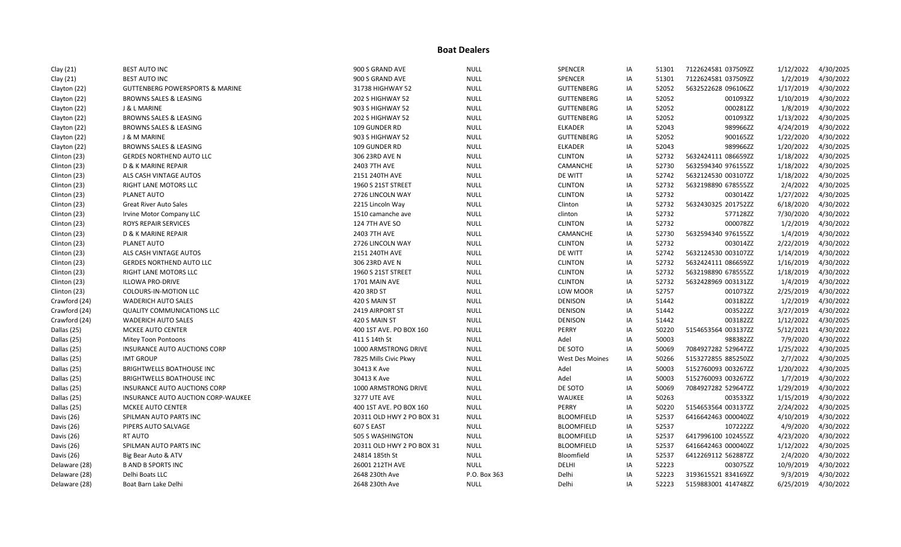## Boat Dealers

| | | | | | | | | | |
|---|---|---|---|---|---|---|---|---|---|
| Clay (21) | BEST AUTO INC | 900 S GRAND AVE | NULL | SPENCER | IA | 51301 | 7122624581 037509ZZ | 1/12/2022 | 4/30/2025 |
| Clay (21) | BEST AUTO INC | 900 S GRAND AVE | NULL | SPENCER | IA | 51301 | 7122624581 037509ZZ | 1/2/2019 | 4/30/2022 |
| Clayton (22) | GUTTENBERG POWERSPORTS & MARINE | 31738 HIGHWAY 52 | NULL | GUTTENBERG | IA | 52052 | 5632522628 096106ZZ | 1/17/2019 | 4/30/2022 |
| Clayton (22) | BROWNS SALES & LEASING | 202 S HIGHWAY 52 | NULL | GUTTENBERG | IA | 52052 | 001093ZZ | 1/10/2019 | 4/30/2022 |
| Clayton (22) | J & L MARINE | 903 S HIGHWAY 52 | NULL | GUTTENBERG | IA | 52052 | 000281ZZ | 1/8/2019 | 4/30/2022 |
| Clayton (22) | BROWNS SALES & LEASING | 202 S HIGHWAY 52 | NULL | GUTTENBERG | IA | 52052 | 001093ZZ | 1/13/2022 | 4/30/2025 |
| Clayton (22) | BROWNS SALES & LEASING | 109 GUNDER RD | NULL | ELKADER | IA | 52043 | 989966ZZ | 4/24/2019 | 4/30/2022 |
| Clayton (22) | J & M MARINE | 903 S HIGHWAY 52 | NULL | GUTTENBERG | IA | 52052 | 900165ZZ | 1/22/2020 | 4/30/2022 |
| Clayton (22) | BROWNS SALES & LEASING | 109 GUNDER RD | NULL | ELKADER | IA | 52043 | 989966ZZ | 1/20/2022 | 4/30/2025 |
| Clinton (23) | GERDES NORTHEND AUTO LLC | 306 23RD AVE N | NULL | CLINTON | IA | 52732 | 5632424111 086659ZZ | 1/18/2022 | 4/30/2025 |
| Clinton (23) | D & K MARINE REPAIR | 2403 7TH AVE | NULL | CAMANCHE | IA | 52730 | 5632594340 976155ZZ | 1/18/2022 | 4/30/2025 |
| Clinton (23) | ALS CASH VINTAGE AUTOS | 2151 240TH AVE | NULL | DE WITT | IA | 52742 | 5632124530 003107ZZ | 1/18/2022 | 4/30/2025 |
| Clinton (23) | RIGHT LANE MOTORS LLC | 1960 S 21ST STREET | NULL | CLINTON | IA | 52732 | 5632198890 678555ZZ | 2/4/2022 | 4/30/2025 |
| Clinton (23) | PLANET AUTO | 2726 LINCOLN WAY | NULL | CLINTON | IA | 52732 | 003014ZZ | 1/27/2022 | 4/30/2025 |
| Clinton (23) | Great River Auto Sales | 2215 Lincoln Way | NULL | Clinton | IA | 52732 | 5632430325 201752ZZ | 6/18/2020 | 4/30/2022 |
| Clinton (23) | Irvine Motor Company LLC | 1510 camanche ave | NULL | clinton | IA | 52732 | 577128ZZ | 7/30/2020 | 4/30/2022 |
| Clinton (23) | ROYS REPAIR SERVICES | 124 7TH AVE SO | NULL | CLINTON | IA | 52732 | 000078ZZ | 1/2/2019 | 4/30/2022 |
| Clinton (23) | D & K MARINE REPAIR | 2403 7TH AVE | NULL | CAMANCHE | IA | 52730 | 5632594340 976155ZZ | 1/4/2019 | 4/30/2022 |
| Clinton (23) | PLANET AUTO | 2726 LINCOLN WAY | NULL | CLINTON | IA | 52732 | 003014ZZ | 2/22/2019 | 4/30/2022 |
| Clinton (23) | ALS CASH VINTAGE AUTOS | 2151 240TH AVE | NULL | DE WITT | IA | 52742 | 5632124530 003107ZZ | 1/14/2019 | 4/30/2022 |
| Clinton (23) | GERDES NORTHEND AUTO LLC | 306 23RD AVE N | NULL | CLINTON | IA | 52732 | 5632424111 086659ZZ | 1/16/2019 | 4/30/2022 |
| Clinton (23) | RIGHT LANE MOTORS LLC | 1960 S 21ST STREET | NULL | CLINTON | IA | 52732 | 5632198890 678555ZZ | 1/18/2019 | 4/30/2022 |
| Clinton (23) | ILLOWA PRO-DRIVE | 1701 MAIN AVE | NULL | CLINTON | IA | 52732 | 5632428969 003131ZZ | 1/4/2019 | 4/30/2022 |
| Clinton (23) | COLOURS-IN-MOTION LLC | 420 3RD ST | NULL | LOW MOOR | IA | 52757 | 001073ZZ | 2/25/2019 | 4/30/2022 |
| Crawford (24) | WADERICH AUTO SALES | 420 S MAIN ST | NULL | DENISON | IA | 51442 | 003182ZZ | 1/2/2019 | 4/30/2022 |
| Crawford (24) | QUALITY COMMUNICATIONS LLC | 2419 AIRPORT ST | NULL | DENISON | IA | 51442 | 003522ZZ | 3/27/2019 | 4/30/2022 |
| Crawford (24) | WADERICH AUTO SALES | 420 S MAIN ST | NULL | DENISON | IA | 51442 | 003182ZZ | 1/12/2022 | 4/30/2025 |
| Dallas (25) | MCKEE AUTO CENTER | 400 1ST AVE. PO BOX 160 | NULL | PERRY | IA | 50220 | 5154653564 003137ZZ | 5/12/2021 | 4/30/2022 |
| Dallas (25) | Mitey Toon Pontoons | 411 S 14th St | NULL | Adel | IA | 50003 | 988382ZZ | 7/9/2020 | 4/30/2022 |
| Dallas (25) | INSURANCE AUTO AUCTIONS CORP | 1000 ARMSTRONG DRIVE | NULL | DE SOTO | IA | 50069 | 7084927282 529647ZZ | 1/25/2022 | 4/30/2025 |
| Dallas (25) | IMT GROUP | 7825 Mills Civic Pkwy | NULL | West Des Moines | IA | 50266 | 5153272855 885250ZZ | 2/7/2022 | 4/30/2025 |
| Dallas (25) | BRIGHTWELLS BOATHOUSE INC | 30413 K Ave | NULL | Adel | IA | 50003 | 5152760093 003267ZZ | 1/20/2022 | 4/30/2025 |
| Dallas (25) | BRIGHTWELLS BOATHOUSE INC | 30413 K Ave | NULL | Adel | IA | 50003 | 5152760093 003267ZZ | 1/7/2019 | 4/30/2022 |
| Dallas (25) | INSURANCE AUTO AUCTIONS CORP | 1000 ARMSTRONG DRIVE | NULL | DE SOTO | IA | 50069 | 7084927282 529647ZZ | 1/29/2019 | 4/30/2022 |
| Dallas (25) | INSURANCE AUTO AUCTION CORP-WAUKEE | 3277 UTE AVE | NULL | WAUKEE | IA | 50263 | 003533ZZ | 1/15/2019 | 4/30/2022 |
| Dallas (25) | MCKEE AUTO CENTER | 400 1ST AVE. PO BOX 160 | NULL | PERRY | IA | 50220 | 5154653564 003137ZZ | 2/24/2022 | 4/30/2025 |
| Davis (26) | SPILMAN AUTO PARTS INC | 20311 OLD HWY 2 PO BOX 31 | NULL | BLOOMFIELD | IA | 52537 | 6416642463 000040ZZ | 4/10/2019 | 4/30/2022 |
| Davis (26) | PIPERS AUTO SALVAGE | 607 S EAST | NULL | BLOOMFIELD | IA | 52537 | 107222ZZ | 4/9/2020 | 4/30/2022 |
| Davis (26) | RT AUTO | 505 S WASHINGTON | NULL | BLOOMFIELD | IA | 52537 | 6417996100 102455ZZ | 4/23/2020 | 4/30/2022 |
| Davis (26) | SPILMAN AUTO PARTS INC | 20311 OLD HWY 2 PO BOX 31 | NULL | BLOOMFIELD | IA | 52537 | 6416642463 000040ZZ | 1/12/2022 | 4/30/2025 |
| Davis (26) | Big Bear Auto & ATV | 24814 185th St | NULL | Bloomfield | IA | 52537 | 6412269112 562887ZZ | 2/4/2020 | 4/30/2022 |
| Delaware (28) | B AND B SPORTS INC | 26001 212TH AVE | NULL | DELHI | IA | 52223 | 003075ZZ | 10/9/2019 | 4/30/2022 |
| Delaware (28) | Delhi Boats LLC | 2648 230th Ave | P.O. Box 363 | Delhi | IA | 52223 | 3193615521 834169ZZ | 9/3/2019 | 4/30/2022 |
| Delaware (28) | Boat Barn Lake Delhi | 2648 230th Ave | NULL | Delhi | IA | 52223 | 5159883001 414748ZZ | 6/25/2019 | 4/30/2022 |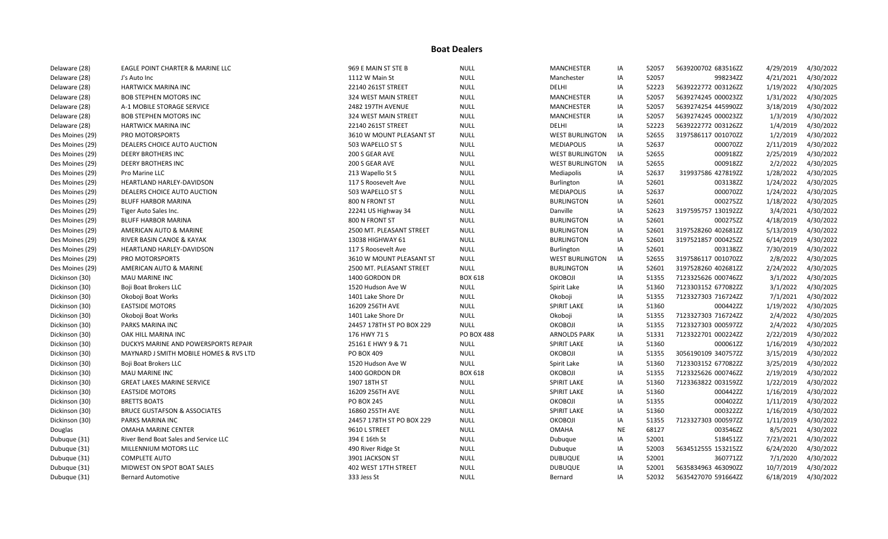## Boat Dealers

| | | | | | | | | | |
|---|---|---|---|---|---|---|---|---|---|
| Delaware (28) | EAGLE POINT CHARTER & MARINE LLC | 969 E MAIN ST STE B | NULL | MANCHESTER | IA | 52057 | 5639200702 683516ZZ | 4/29/2019 | 4/30/2022 |
| Delaware (28) | J's Auto Inc | 1112 W Main St | NULL | Manchester | IA | 52057 | 998234ZZ | 4/21/2021 | 4/30/2022 |
| Delaware (28) | HARTWICK MARINA INC | 22140 261ST STREET | NULL | DELHI | IA | 52223 | 5639222772 003126ZZ | 1/19/2022 | 4/30/2025 |
| Delaware (28) | BOB STEPHEN MOTORS INC | 324 WEST MAIN STREET | NULL | MANCHESTER | IA | 52057 | 5639274245 000023ZZ | 1/31/2022 | 4/30/2025 |
| Delaware (28) | A-1 MOBILE STORAGE SERVICE | 2482 197TH AVENUE | NULL | MANCHESTER | IA | 52057 | 5639274254 445990ZZ | 3/18/2019 | 4/30/2022 |
| Delaware (28) | BOB STEPHEN MOTORS INC | 324 WEST MAIN STREET | NULL | MANCHESTER | IA | 52057 | 5639274245 000023ZZ | 1/3/2019 | 4/30/2022 |
| Delaware (28) | HARTWICK MARINA INC | 22140 261ST STREET | NULL | DELHI | IA | 52223 | 5639222772 003126ZZ | 1/4/2019 | 4/30/2022 |
| Des Moines (29) | PRO MOTORSPORTS | 3610 W MOUNT PLEASANT ST | NULL | WEST BURLINGTON | IA | 52655 | 3197586117 001070ZZ | 1/2/2019 | 4/30/2022 |
| Des Moines (29) | DEALERS CHOICE AUTO AUCTION | 503 WAPELLO ST S | NULL | MEDIAPOLIS | IA | 52637 | 000070ZZ | 2/11/2019 | 4/30/2022 |
| Des Moines (29) | DEERY BROTHERS INC | 200 S GEAR AVE | NULL | WEST BURLINGTON | IA | 52655 | 000918ZZ | 2/25/2019 | 4/30/2022 |
| Des Moines (29) | DEERY BROTHERS INC | 200 S GEAR AVE | NULL | WEST BURLINGTON | IA | 52655 | 000918ZZ | 2/2/2022 | 4/30/2025 |
| Des Moines (29) | Pro Marine LLC | 213 Wapello St S | NULL | Mediapolis | IA | 52637 | 319937586 427819ZZ | 1/28/2022 | 4/30/2025 |
| Des Moines (29) | HEARTLAND HARLEY-DAVIDSON | 117 S Roosevelt Ave | NULL | Burlington | IA | 52601 | 003138ZZ | 1/24/2022 | 4/30/2025 |
| Des Moines (29) | DEALERS CHOICE AUTO AUCTION | 503 WAPELLO ST S | NULL | MEDIAPOLIS | IA | 52637 | 000070ZZ | 1/24/2022 | 4/30/2025 |
| Des Moines (29) | BLUFF HARBOR MARINA | 800 N FRONT ST | NULL | BURLINGTON | IA | 52601 | 000275ZZ | 1/18/2022 | 4/30/2025 |
| Des Moines (29) | Tiger Auto Sales Inc. | 22241 US Highway 34 | NULL | Danville | IA | 52623 | 3197595757 130192ZZ | 3/4/2021 | 4/30/2022 |
| Des Moines (29) | BLUFF HARBOR MARINA | 800 N FRONT ST | NULL | BURLINGTON | IA | 52601 | 000275ZZ | 4/18/2019 | 4/30/2022 |
| Des Moines (29) | AMERICAN AUTO & MARINE | 2500 MT. PLEASANT STREET | NULL | BURLINGTON | IA | 52601 | 3197528260 402681ZZ | 5/13/2019 | 4/30/2022 |
| Des Moines (29) | RIVER BASIN CANOE & KAYAK | 13038 HIGHWAY 61 | NULL | BURLINGTON | IA | 52601 | 3197521857 000425ZZ | 6/14/2019 | 4/30/2022 |
| Des Moines (29) | HEARTLAND HARLEY-DAVIDSON | 117 S Roosevelt Ave | NULL | Burlington | IA | 52601 | 003138ZZ | 7/30/2019 | 4/30/2022 |
| Des Moines (29) | PRO MOTORSPORTS | 3610 W MOUNT PLEASANT ST | NULL | WEST BURLINGTON | IA | 52655 | 3197586117 001070ZZ | 2/8/2022 | 4/30/2025 |
| Des Moines (29) | AMERICAN AUTO & MARINE | 2500 MT. PLEASANT STREET | NULL | BURLINGTON | IA | 52601 | 3197528260 402681ZZ | 2/24/2022 | 4/30/2025 |
| Dickinson (30) | MAU MARINE INC | 1400 GORDON DR | BOX 618 | OKOBOJI | IA | 51355 | 7123325626 000746ZZ | 3/1/2022 | 4/30/2025 |
| Dickinson (30) | Boji Boat Brokers LLC | 1520 Hudson Ave W | NULL | Spirit Lake | IA | 51360 | 7123303152 677082ZZ | 3/1/2022 | 4/30/2025 |
| Dickinson (30) | Okoboji Boat Works | 1401 Lake Shore Dr | NULL | Okoboji | IA | 51355 | 7123327303 716724ZZ | 7/1/2021 | 4/30/2022 |
| Dickinson (30) | EASTSIDE MOTORS | 16209 256TH AVE | NULL | SPIRIT LAKE | IA | 51360 | 000442ZZ | 1/19/2022 | 4/30/2025 |
| Dickinson (30) | Okoboji Boat Works | 1401 Lake Shore Dr | NULL | Okoboji | IA | 51355 | 7123327303 716724ZZ | 2/4/2022 | 4/30/2025 |
| Dickinson (30) | PARKS MARINA INC | 24457 178TH ST PO BOX 229 | NULL | OKOBOJI | IA | 51355 | 7123327303 000597ZZ | 2/4/2022 | 4/30/2025 |
| Dickinson (30) | OAK HILL MARINA INC | 176 HWY 71 S | PO BOX 488 | ARNOLDS PARK | IA | 51331 | 7123322701 000224ZZ | 2/22/2019 | 4/30/2022 |
| Dickinson (30) | DUCKYS MARINE AND POWERSPORTS REPAIR | 25161 E HWY 9 & 71 | NULL | SPIRIT LAKE | IA | 51360 | 000061ZZ | 1/16/2019 | 4/30/2022 |
| Dickinson (30) | MAYNARD J SMITH MOBILE HOMES & RVS LTD | PO BOX 409 | NULL | OKOBOJI | IA | 51355 | 3056190109 340757ZZ | 3/15/2019 | 4/30/2022 |
| Dickinson (30) | Boji Boat Brokers LLC | 1520 Hudson Ave W | NULL | Spirit Lake | IA | 51360 | 7123303152 677082ZZ | 3/25/2019 | 4/30/2022 |
| Dickinson (30) | MAU MARINE INC | 1400 GORDON DR | BOX 618 | OKOBOJI | IA | 51355 | 7123325626 000746ZZ | 2/19/2019 | 4/30/2022 |
| Dickinson (30) | GREAT LAKES MARINE SERVICE | 1907 18TH ST | NULL | SPIRIT LAKE | IA | 51360 | 7123363822 003159ZZ | 1/22/2019 | 4/30/2022 |
| Dickinson (30) | EASTSIDE MOTORS | 16209 256TH AVE | NULL | SPIRIT LAKE | IA | 51360 | 000442ZZ | 1/16/2019 | 4/30/2022 |
| Dickinson (30) | BRETTS BOATS | PO BOX 245 | NULL | OKOBOJI | IA | 51355 | 000402ZZ | 1/11/2019 | 4/30/2022 |
| Dickinson (30) | BRUCE GUSTAFSON & ASSOCIATES | 16860 255TH AVE | NULL | SPIRIT LAKE | IA | 51360 | 000322ZZ | 1/16/2019 | 4/30/2022 |
| Dickinson (30) | PARKS MARINA INC | 24457 178TH ST PO BOX 229 | NULL | OKOBOJI | IA | 51355 | 7123327303 000597ZZ | 1/11/2019 | 4/30/2022 |
| Douglas | OMAHA MARINE CENTER | 9610 L STREET | NULL | OMAHA | NE | 68127 | 003546ZZ | 8/5/2021 | 4/30/2022 |
| Dubuque (31) | River Bend Boat Sales and Service LLC | 394 E 16th St | NULL | Dubuque | IA | 52001 | 518451ZZ | 7/23/2021 | 4/30/2022 |
| Dubuque (31) | MILLENNIUM MOTORS LLC | 490 River Ridge St | NULL | Dubuque | IA | 52003 | 5634512555 153215ZZ | 6/24/2020 | 4/30/2022 |
| Dubuque (31) | COMPLETE AUTO | 3901 JACKSON ST | NULL | DUBUQUE | IA | 52001 | 360771ZZ | 7/1/2020 | 4/30/2022 |
| Dubuque (31) | MIDWEST ON SPOT BOAT SALES | 402 WEST 17TH STREET | NULL | DUBUQUE | IA | 52001 | 5635834963 463090ZZ | 10/7/2019 | 4/30/2022 |
| Dubuque (31) | Bernard Automotive | 333 Jess St | NULL | Bernard | IA | 52032 | 5635427070 591664ZZ | 6/18/2019 | 4/30/2022 |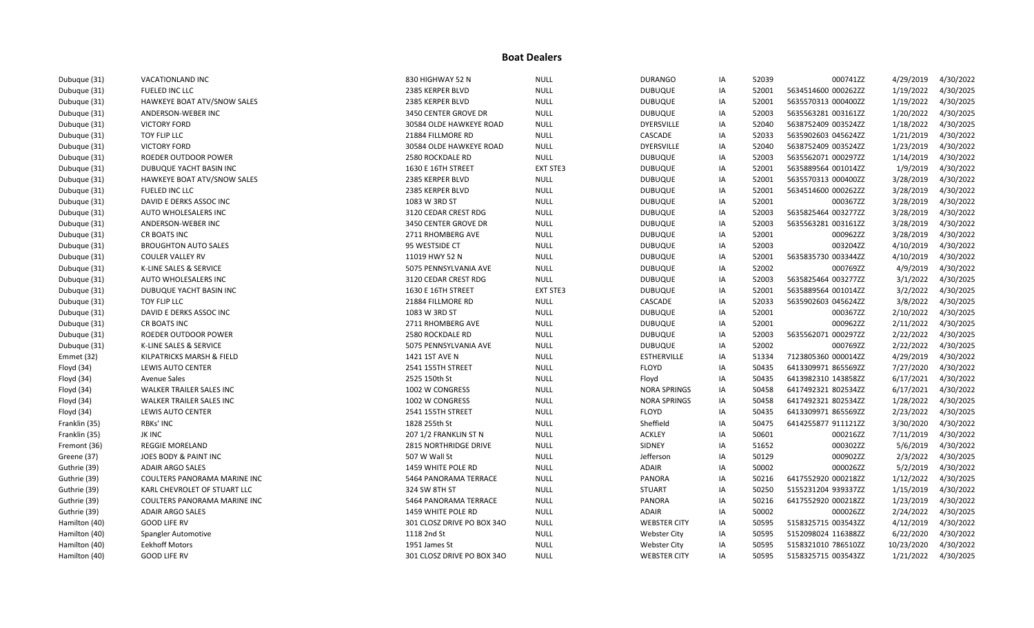# Boat Dealers

| | | | | | | | | | |
|---|---|---|---|---|---|---|---|---|---|
| Dubuque (31) | VACATIONLAND INC | 830 HIGHWAY 52 N | NULL | DURANGO | IA | 52039 | 000741ZZ | 4/29/2019 | 4/30/2022 |
| Dubuque (31) | FUELED INC LLC | 2385 KERPER BLVD | NULL | DUBUQUE | IA | 52001 | 5634514600 000262ZZ | 1/19/2022 | 4/30/2025 |
| Dubuque (31) | HAWKEYE BOAT ATV/SNOW SALES | 2385 KERPER BLVD | NULL | DUBUQUE | IA | 52001 | 5635570313 000400ZZ | 1/19/2022 | 4/30/2025 |
| Dubuque (31) | ANDERSON-WEBER INC | 3450 CENTER GROVE DR | NULL | DUBUQUE | IA | 52003 | 5635563281 003161ZZ | 1/20/2022 | 4/30/2025 |
| Dubuque (31) | VICTORY FORD | 30584 OLDE HAWKEYE ROAD | NULL | DYERSVILLE | IA | 52040 | 5638752409 003524ZZ | 1/18/2022 | 4/30/2025 |
| Dubuque (31) | TOY FLIP LLC | 21884 FILLMORE RD | NULL | CASCADE | IA | 52033 | 5635902603 045624ZZ | 1/21/2019 | 4/30/2022 |
| Dubuque (31) | VICTORY FORD | 30584 OLDE HAWKEYE ROAD | NULL | DYERSVILLE | IA | 52040 | 5638752409 003524ZZ | 1/23/2019 | 4/30/2022 |
| Dubuque (31) | ROEDER OUTDOOR POWER | 2580 ROCKDALE RD | NULL | DUBUQUE | IA | 52003 | 5635562071 000297ZZ | 1/14/2019 | 4/30/2022 |
| Dubuque (31) | DUBUQUE YACHT BASIN INC | 1630 E 16TH STREET | EXT STE3 | DUBUQUE | IA | 52001 | 5635889564 001014ZZ | 1/9/2019 | 4/30/2022 |
| Dubuque (31) | HAWKEYE BOAT ATV/SNOW SALES | 2385 KERPER BLVD | NULL | DUBUQUE | IA | 52001 | 5635570313 000400ZZ | 3/28/2019 | 4/30/2022 |
| Dubuque (31) | FUELED INC LLC | 2385 KERPER BLVD | NULL | DUBUQUE | IA | 52001 | 5634514600 000262ZZ | 3/28/2019 | 4/30/2022 |
| Dubuque (31) | DAVID E DERKS ASSOC INC | 1083 W 3RD ST | NULL | DUBUQUE | IA | 52001 | 000367ZZ | 3/28/2019 | 4/30/2022 |
| Dubuque (31) | AUTO WHOLESALERS INC | 3120 CEDAR CREST RDG | NULL | DUBUQUE | IA | 52003 | 5635825464 003277ZZ | 3/28/2019 | 4/30/2022 |
| Dubuque (31) | ANDERSON-WEBER INC | 3450 CENTER GROVE DR | NULL | DUBUQUE | IA | 52003 | 5635563281 003161ZZ | 3/28/2019 | 4/30/2022 |
| Dubuque (31) | CR BOATS INC | 2711 RHOMBERG AVE | NULL | DUBUQUE | IA | 52001 | 000962ZZ | 3/28/2019 | 4/30/2022 |
| Dubuque (31) | BROUGHTON AUTO SALES | 95 WESTSIDE CT | NULL | DUBUQUE | IA | 52003 | 003204ZZ | 4/10/2019 | 4/30/2022 |
| Dubuque (31) | COULER VALLEY RV | 11019 HWY 52 N | NULL | DUBUQUE | IA | 52001 | 5635835730 003344ZZ | 4/10/2019 | 4/30/2022 |
| Dubuque (31) | K-LINE SALES & SERVICE | 5075 PENNSYLVANIA AVE | NULL | DUBUQUE | IA | 52002 | 000769ZZ | 4/9/2019 | 4/30/2022 |
| Dubuque (31) | AUTO WHOLESALERS INC | 3120 CEDAR CREST RDG | NULL | DUBUQUE | IA | 52003 | 5635825464 003277ZZ | 3/1/2022 | 4/30/2025 |
| Dubuque (31) | DUBUQUE YACHT BASIN INC | 1630 E 16TH STREET | EXT STE3 | DUBUQUE | IA | 52001 | 5635889564 001014ZZ | 3/2/2022 | 4/30/2025 |
| Dubuque (31) | TOY FLIP LLC | 21884 FILLMORE RD | NULL | CASCADE | IA | 52033 | 5635902603 045624ZZ | 3/8/2022 | 4/30/2025 |
| Dubuque (31) | DAVID E DERKS ASSOC INC | 1083 W 3RD ST | NULL | DUBUQUE | IA | 52001 | 000367ZZ | 2/10/2022 | 4/30/2025 |
| Dubuque (31) | CR BOATS INC | 2711 RHOMBERG AVE | NULL | DUBUQUE | IA | 52001 | 000962ZZ | 2/11/2022 | 4/30/2025 |
| Dubuque (31) | ROEDER OUTDOOR POWER | 2580 ROCKDALE RD | NULL | DUBUQUE | IA | 52003 | 5635562071 000297ZZ | 2/22/2022 | 4/30/2025 |
| Dubuque (31) | K-LINE SALES & SERVICE | 5075 PENNSYLVANIA AVE | NULL | DUBUQUE | IA | 52002 | 000769ZZ | 2/22/2022 | 4/30/2025 |
| Emmet (32) | KILPATRICKS MARSH & FIELD | 1421 1ST AVE N | NULL | ESTHERVILLE | IA | 51334 | 7123805360 000014ZZ | 4/29/2019 | 4/30/2022 |
| Floyd (34) | LEWIS AUTO CENTER | 2541 155TH STREET | NULL | FLOYD | IA | 50435 | 6413309971 865569ZZ | 7/27/2020 | 4/30/2022 |
| Floyd (34) | Avenue Sales | 2525 150th St | NULL | Floyd | IA | 50435 | 6413982310 143858ZZ | 6/17/2021 | 4/30/2022 |
| Floyd (34) | WALKER TRAILER SALES INC | 1002 W CONGRESS | NULL | NORA SPRINGS | IA | 50458 | 6417492321 802534ZZ | 6/17/2021 | 4/30/2022 |
| Floyd (34) | WALKER TRAILER SALES INC | 1002 W CONGRESS | NULL | NORA SPRINGS | IA | 50458 | 6417492321 802534ZZ | 1/28/2022 | 4/30/2025 |
| Floyd (34) | LEWIS AUTO CENTER | 2541 155TH STREET | NULL | FLOYD | IA | 50435 | 6413309971 865569ZZ | 2/23/2022 | 4/30/2025 |
| Franklin (35) | RBKs' INC | 1828 255th St | NULL | Sheffield | IA | 50475 | 6414255877 911121ZZ | 3/30/2020 | 4/30/2022 |
| Franklin (35) | JK INC | 207 1/2 FRANKLIN ST N | NULL | ACKLEY | IA | 50601 | 000216ZZ | 7/11/2019 | 4/30/2022 |
| Fremont (36) | REGGIE MORELAND | 2815 NORTHRIDGE DRIVE | NULL | SIDNEY | IA | 51652 | 000302ZZ | 5/6/2019 | 4/30/2022 |
| Greene (37) | JOES BODY & PAINT INC | 507 W Wall St | NULL | Jefferson | IA | 50129 | 000902ZZ | 2/3/2022 | 4/30/2025 |
| Guthrie (39) | ADAIR ARGO SALES | 1459 WHITE POLE RD | NULL | ADAIR | IA | 50002 | 000026ZZ | 5/2/2019 | 4/30/2022 |
| Guthrie (39) | COULTERS PANORAMA MARINE INC | 5464 PANORAMA TERRACE | NULL | PANORA | IA | 50216 | 6417552920 000218ZZ | 1/12/2022 | 4/30/2025 |
| Guthrie (39) | KARL CHEVROLET OF STUART LLC | 324 SW 8TH ST | NULL | STUART | IA | 50250 | 5155231204 939337ZZ | 1/15/2019 | 4/30/2022 |
| Guthrie (39) | COULTERS PANORAMA MARINE INC | 5464 PANORAMA TERRACE | NULL | PANORA | IA | 50216 | 6417552920 000218ZZ | 1/23/2019 | 4/30/2022 |
| Guthrie (39) | ADAIR ARGO SALES | 1459 WHITE POLE RD | NULL | ADAIR | IA | 50002 | 000026ZZ | 2/24/2022 | 4/30/2025 |
| Hamilton (40) | GOOD LIFE RV | 301 CLOSZ DRIVE PO BOX 34O | NULL | WEBSTER CITY | IA | 50595 | 5158325715 003543ZZ | 4/12/2019 | 4/30/2022 |
| Hamilton (40) | Spangler Automotive | 1118 2nd St | NULL | Webster City | IA | 50595 | 5152098024 116388ZZ | 6/22/2020 | 4/30/2022 |
| Hamilton (40) | Eekhoff Motors | 1951 James St | NULL | Webster City | IA | 50595 | 5158321010 786510ZZ | 10/23/2020 | 4/30/2022 |
| Hamilton (40) | GOOD LIFE RV | 301 CLOSZ DRIVE PO BOX 34O | NULL | WEBSTER CITY | IA | 50595 | 5158325715 003543ZZ | 1/21/2022 | 4/30/2025 |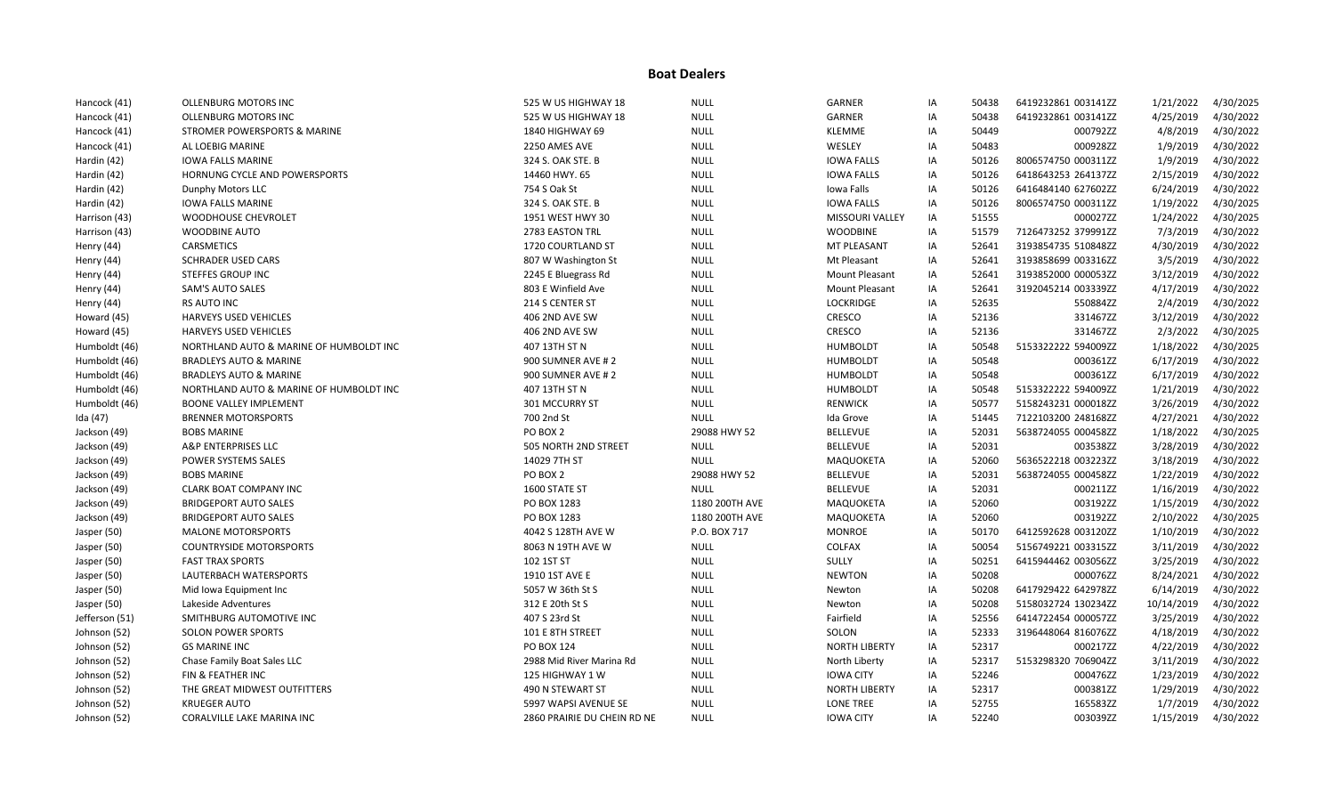## Boat Dealers

| | | | | | | | | | |
|---|---|---|---|---|---|---|---|---|---|
| Hancock (41) | OLLENBURG MOTORS INC | 525 W US HIGHWAY 18 | NULL | GARNER | IA | 50438 | 6419232861 003141ZZ | 1/21/2022 | 4/30/2025 |
| Hancock (41) | OLLENBURG MOTORS INC | 525 W US HIGHWAY 18 | NULL | GARNER | IA | 50438 | 6419232861 003141ZZ | 4/25/2019 | 4/30/2022 |
| Hancock (41) | STROMER POWERSPORTS & MARINE | 1840 HIGHWAY 69 | NULL | KLEMME | IA | 50449 | 000792ZZ | 4/8/2019 | 4/30/2022 |
| Hancock (41) | AL LOEBIG MARINE | 2250 AMES AVE | NULL | WESLEY | IA | 50483 | 000928ZZ | 1/9/2019 | 4/30/2022 |
| Hardin (42) | IOWA FALLS MARINE | 324 S. OAK STE. B | NULL | IOWA FALLS | IA | 50126 | 8006574750 000311ZZ | 1/9/2019 | 4/30/2022 |
| Hardin (42) | HORNUNG CYCLE AND POWERSPORTS | 14460 HWY. 65 | NULL | IOWA FALLS | IA | 50126 | 6418643253 264137ZZ | 2/15/2019 | 4/30/2022 |
| Hardin (42) | Dunphy Motors LLC | 754 S Oak St | NULL | Iowa Falls | IA | 50126 | 6416484140 627602ZZ | 6/24/2019 | 4/30/2022 |
| Hardin (42) | IOWA FALLS MARINE | 324 S. OAK STE. B | NULL | IOWA FALLS | IA | 50126 | 8006574750 000311ZZ | 1/19/2022 | 4/30/2025 |
| Harrison (43) | WOODHOUSE CHEVROLET | 1951 WEST HWY 30 | NULL | MISSOURI VALLEY | IA | 51555 | 000027ZZ | 1/24/2022 | 4/30/2025 |
| Harrison (43) | WOODBINE AUTO | 2783 EASTON TRL | NULL | WOODBINE | IA | 51579 | 7126473252 379991ZZ | 7/3/2019 | 4/30/2022 |
| Henry (44) | CARSMETICS | 1720 COURTLAND ST | NULL | MT PLEASANT | IA | 52641 | 3193854735 510848ZZ | 4/30/2019 | 4/30/2022 |
| Henry (44) | SCHRADER USED CARS | 807 W Washington St | NULL | Mt Pleasant | IA | 52641 | 3193858699 003316ZZ | 3/5/2019 | 4/30/2022 |
| Henry (44) | STEFFES GROUP INC | 2245 E Bluegrass Rd | NULL | Mount Pleasant | IA | 52641 | 3193852000 000053ZZ | 3/12/2019 | 4/30/2022 |
| Henry (44) | SAM'S AUTO SALES | 803 E Winfield Ave | NULL | Mount Pleasant | IA | 52641 | 3192045214 003339ZZ | 4/17/2019 | 4/30/2022 |
| Henry (44) | RS AUTO INC | 214 S CENTER ST | NULL | LOCKRIDGE | IA | 52635 | 550884ZZ | 2/4/2019 | 4/30/2022 |
| Howard (45) | HARVEYS USED VEHICLES | 406 2ND AVE SW | NULL | CRESCO | IA | 52136 | 331467ZZ | 3/12/2019 | 4/30/2022 |
| Howard (45) | HARVEYS USED VEHICLES | 406 2ND AVE SW | NULL | CRESCO | IA | 52136 | 331467ZZ | 2/3/2022 | 4/30/2025 |
| Humboldt (46) | NORTHLAND AUTO & MARINE OF HUMBOLDT INC | 407 13TH ST N | NULL | HUMBOLDT | IA | 50548 | 5153322222 594009ZZ | 1/18/2022 | 4/30/2025 |
| Humboldt (46) | BRADLEYS AUTO & MARINE | 900 SUMNER AVE # 2 | NULL | HUMBOLDT | IA | 50548 | 000361ZZ | 6/17/2019 | 4/30/2022 |
| Humboldt (46) | BRADLEYS AUTO & MARINE | 900 SUMNER AVE # 2 | NULL | HUMBOLDT | IA | 50548 | 000361ZZ | 6/17/2019 | 4/30/2022 |
| Humboldt (46) | NORTHLAND AUTO & MARINE OF HUMBOLDT INC | 407 13TH ST N | NULL | HUMBOLDT | IA | 50548 | 5153322222 594009ZZ | 1/21/2019 | 4/30/2022 |
| Humboldt (46) | BOONE VALLEY IMPLEMENT | 301 MCCURRY ST | NULL | RENWICK | IA | 50577 | 5158243231 000018ZZ | 3/26/2019 | 4/30/2022 |
| Ida (47) | BRENNER MOTORSPORTS | 700 2nd St | NULL | Ida Grove | IA | 51445 | 7122103200 248168ZZ | 4/27/2021 | 4/30/2022 |
| Jackson (49) | BOBS MARINE | PO BOX 2 | 29088 HWY 52 | BELLEVUE | IA | 52031 | 5638724055 000458ZZ | 1/18/2022 | 4/30/2025 |
| Jackson (49) | A&P ENTERPRISES LLC | 505 NORTH 2ND STREET | NULL | BELLEVUE | IA | 52031 | 003538ZZ | 3/28/2019 | 4/30/2022 |
| Jackson (49) | POWER SYSTEMS SALES | 14029 7TH ST | NULL | MAQUOKETA | IA | 52060 | 5636522218 003223ZZ | 3/18/2019 | 4/30/2022 |
| Jackson (49) | BOBS MARINE | PO BOX 2 | 29088 HWY 52 | BELLEVUE | IA | 52031 | 5638724055 000458ZZ | 1/22/2019 | 4/30/2022 |
| Jackson (49) | CLARK BOAT COMPANY INC | 1600 STATE ST | NULL | BELLEVUE | IA | 52031 | 000211ZZ | 1/16/2019 | 4/30/2022 |
| Jackson (49) | BRIDGEPORT AUTO SALES | PO BOX 1283 | 1180 200TH AVE | MAQUOKETA | IA | 52060 | 003192ZZ | 1/15/2019 | 4/30/2022 |
| Jackson (49) | BRIDGEPORT AUTO SALES | PO BOX 1283 | 1180 200TH AVE | MAQUOKETA | IA | 52060 | 003192ZZ | 2/10/2022 | 4/30/2025 |
| Jasper (50) | MALONE MOTORSPORTS | 4042 S 128TH AVE W | P.O. BOX 717 | MONROE | IA | 50170 | 6412592628 003120ZZ | 1/10/2019 | 4/30/2022 |
| Jasper (50) | COUNTRYSIDE MOTORSPORTS | 8063 N 19TH AVE W | NULL | COLFAX | IA | 50054 | 5156749221 003315ZZ | 3/11/2019 | 4/30/2022 |
| Jasper (50) | FAST TRAX SPORTS | 102 1ST ST | NULL | SULLY | IA | 50251 | 6415944462 003056ZZ | 3/25/2019 | 4/30/2022 |
| Jasper (50) | LAUTERBACH WATERSPORTS | 1910 1ST AVE E | NULL | NEWTON | IA | 50208 | 000076ZZ | 8/24/2021 | 4/30/2022 |
| Jasper (50) | Mid Iowa Equipment Inc | 5057 W 36th St S | NULL | Newton | IA | 50208 | 6417929422 642978ZZ | 6/14/2019 | 4/30/2022 |
| Jasper (50) | Lakeside Adventures | 312 E 20th St S | NULL | Newton | IA | 50208 | 5158032724 130234ZZ | 10/14/2019 | 4/30/2022 |
| Jefferson (51) | SMITHBURG AUTOMOTIVE INC | 407 S 23rd St | NULL | Fairfield | IA | 52556 | 6414722454 000057ZZ | 3/25/2019 | 4/30/2022 |
| Johnson (52) | SOLON POWER SPORTS | 101 E 8TH STREET | NULL | SOLON | IA | 52333 | 3196448064 816076ZZ | 4/18/2019 | 4/30/2022 |
| Johnson (52) | GS MARINE INC | PO BOX 124 | NULL | NORTH LIBERTY | IA | 52317 | 000217ZZ | 4/22/2019 | 4/30/2022 |
| Johnson (52) | Chase Family Boat Sales LLC | 2988 Mid River Marina Rd | NULL | North Liberty | IA | 52317 | 5153298320 706904ZZ | 3/11/2019 | 4/30/2022 |
| Johnson (52) | FIN & FEATHER INC | 125 HIGHWAY 1 W | NULL | IOWA CITY | IA | 52246 | 000476ZZ | 1/23/2019 | 4/30/2022 |
| Johnson (52) | THE GREAT MIDWEST OUTFITTERS | 490 N STEWART ST | NULL | NORTH LIBERTY | IA | 52317 | 000381ZZ | 1/29/2019 | 4/30/2022 |
| Johnson (52) | KRUEGER AUTO | 5997 WAPSI AVENUE SE | NULL | LONE TREE | IA | 52755 | 165583ZZ | 1/7/2019 | 4/30/2022 |
| Johnson (52) | CORALVILLE LAKE MARINA INC | 2860 PRAIRIE DU CHEIN RD NE | NULL | IOWA CITY | IA | 52240 | 003039ZZ | 1/15/2019 | 4/30/2022 |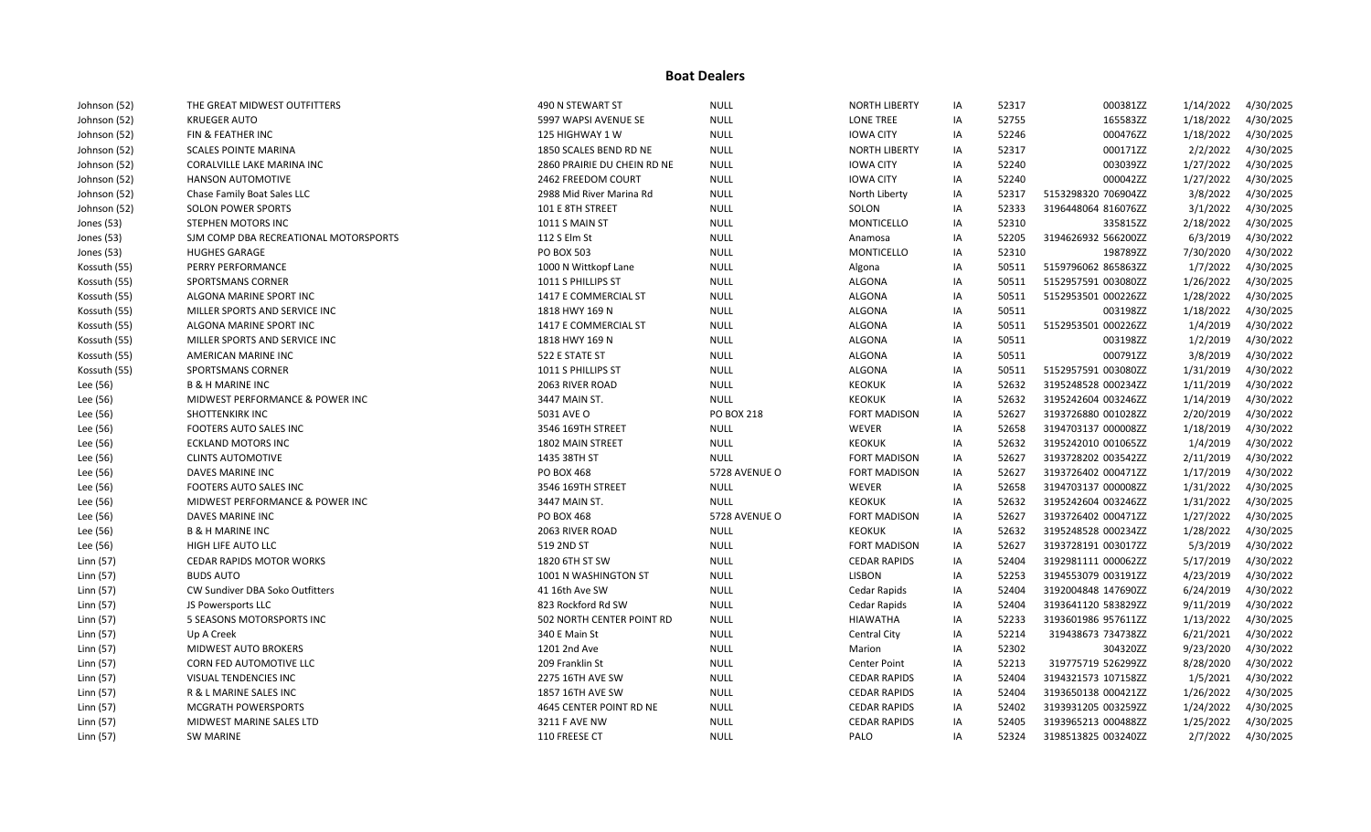## Boat Dealers

| | | | | | | | | | |
|---|---|---|---|---|---|---|---|---|---|
| Johnson (52) | THE GREAT MIDWEST OUTFITTERS | 490 N STEWART ST | NULL | NORTH LIBERTY | IA | 52317 | 000381ZZ | 1/14/2022 | 4/30/2025 |
| Johnson (52) | KRUEGER AUTO | 5997 WAPSI AVENUE SE | NULL | LONE TREE | IA | 52755 | 165583ZZ | 1/18/2022 | 4/30/2025 |
| Johnson (52) | FIN & FEATHER INC | 125 HIGHWAY 1 W | NULL | IOWA CITY | IA | 52246 | 000476ZZ | 1/18/2022 | 4/30/2025 |
| Johnson (52) | SCALES POINTE MARINA | 1850 SCALES BEND RD NE | NULL | NORTH LIBERTY | IA | 52317 | 000171ZZ | 2/2/2022 | 4/30/2025 |
| Johnson (52) | CORALVILLE LAKE MARINA INC | 2860 PRAIRIE DU CHEIN RD NE | NULL | IOWA CITY | IA | 52240 | 003039ZZ | 1/27/2022 | 4/30/2025 |
| Johnson (52) | HANSON AUTOMOTIVE | 2462 FREEDOM COURT | NULL | IOWA CITY | IA | 52240 | 000042ZZ | 1/27/2022 | 4/30/2025 |
| Johnson (52) | Chase Family Boat Sales LLC | 2988 Mid River Marina Rd | NULL | North Liberty | IA | 52317 | 5153298320 706904ZZ | 3/8/2022 | 4/30/2025 |
| Johnson (52) | SOLON POWER SPORTS | 101 E 8TH STREET | NULL | SOLON | IA | 52333 | 3196448064 816076ZZ | 3/1/2022 | 4/30/2025 |
| Jones (53) | STEPHEN MOTORS INC | 1011 S MAIN ST | NULL | MONTICELLO | IA | 52310 | 335815ZZ | 2/18/2022 | 4/30/2025 |
| Jones (53) | SJM COMP DBA RECREATIONAL MOTORSPORTS | 112 S Elm St | NULL | Anamosa | IA | 52205 | 3194626932 566200ZZ | 6/3/2019 | 4/30/2022 |
| Jones (53) | HUGHES GARAGE | PO BOX 503 | NULL | MONTICELLO | IA | 52310 | 198789ZZ | 7/30/2020 | 4/30/2022 |
| Kossuth (55) | PERRY PERFORMANCE | 1000 N Wittkopf Lane | NULL | Algona | IA | 50511 | 5159796062 865863ZZ | 1/7/2022 | 4/30/2025 |
| Kossuth (55) | SPORTSMANS CORNER | 1011 S PHILLIPS ST | NULL | ALGONA | IA | 50511 | 5152957591 003080ZZ | 1/26/2022 | 4/30/2025 |
| Kossuth (55) | ALGONA MARINE SPORT INC | 1417 E COMMERCIAL ST | NULL | ALGONA | IA | 50511 | 5152953501 000226ZZ | 1/28/2022 | 4/30/2025 |
| Kossuth (55) | MILLER SPORTS AND SERVICE INC | 1818 HWY 169 N | NULL | ALGONA | IA | 50511 | 003198ZZ | 1/18/2022 | 4/30/2025 |
| Kossuth (55) | ALGONA MARINE SPORT INC | 1417 E COMMERCIAL ST | NULL | ALGONA | IA | 50511 | 5152953501 000226ZZ | 1/4/2019 | 4/30/2022 |
| Kossuth (55) | MILLER SPORTS AND SERVICE INC | 1818 HWY 169 N | NULL | ALGONA | IA | 50511 | 003198ZZ | 1/2/2019 | 4/30/2022 |
| Kossuth (55) | AMERICAN MARINE INC | 522 E STATE ST | NULL | ALGONA | IA | 50511 | 000791ZZ | 3/8/2019 | 4/30/2022 |
| Kossuth (55) | SPORTSMANS CORNER | 1011 S PHILLIPS ST | NULL | ALGONA | IA | 50511 | 5152957591 003080ZZ | 1/31/2019 | 4/30/2022 |
| Lee (56) | B & H MARINE INC | 2063 RIVER ROAD | NULL | KEOKUK | IA | 52632 | 3195248528 000234ZZ | 1/11/2019 | 4/30/2022 |
| Lee (56) | MIDWEST PERFORMANCE & POWER INC | 3447 MAIN ST. | NULL | KEOKUK | IA | 52632 | 3195242604 003246ZZ | 1/14/2019 | 4/30/2022 |
| Lee (56) | SHOTTENKIRK INC | 5031 AVE O | PO BOX 218 | FORT MADISON | IA | 52627 | 3193726880 001028ZZ | 2/20/2019 | 4/30/2022 |
| Lee (56) | FOOTERS AUTO SALES INC | 3546 169TH STREET | NULL | WEVER | IA | 52658 | 3194703137 000008ZZ | 1/18/2019 | 4/30/2022 |
| Lee (56) | ECKLAND MOTORS INC | 1802 MAIN STREET | NULL | KEOKUK | IA | 52632 | 3195242010 001065ZZ | 1/4/2019 | 4/30/2022 |
| Lee (56) | CLINTS AUTOMOTIVE | 1435 38TH ST | NULL | FORT MADISON | IA | 52627 | 3193728202 003542ZZ | 2/11/2019 | 4/30/2022 |
| Lee (56) | DAVES MARINE INC | PO BOX 468 | 5728 AVENUE O | FORT MADISON | IA | 52627 | 3193726402 000471ZZ | 1/17/2019 | 4/30/2022 |
| Lee (56) | FOOTERS AUTO SALES INC | 3546 169TH STREET | NULL | WEVER | IA | 52658 | 3194703137 000008ZZ | 1/31/2022 | 4/30/2025 |
| Lee (56) | MIDWEST PERFORMANCE & POWER INC | 3447 MAIN ST. | NULL | KEOKUK | IA | 52632 | 3195242604 003246ZZ | 1/31/2022 | 4/30/2025 |
| Lee (56) | DAVES MARINE INC | PO BOX 468 | 5728 AVENUE O | FORT MADISON | IA | 52627 | 3193726402 000471ZZ | 1/27/2022 | 4/30/2025 |
| Lee (56) | B & H MARINE INC | 2063 RIVER ROAD | NULL | KEOKUK | IA | 52632 | 3195248528 000234ZZ | 1/28/2022 | 4/30/2025 |
| Lee (56) | HIGH LIFE AUTO LLC | 519 2ND ST | NULL | FORT MADISON | IA | 52627 | 3193728191 003017ZZ | 5/3/2019 | 4/30/2022 |
| Linn (57) | CEDAR RAPIDS MOTOR WORKS | 1820 6TH ST SW | NULL | CEDAR RAPIDS | IA | 52404 | 3192981111 000062ZZ | 5/17/2019 | 4/30/2022 |
| Linn (57) | BUDS AUTO | 1001 N WASHINGTON ST | NULL | LISBON | IA | 52253 | 3194553079 003191ZZ | 4/23/2019 | 4/30/2022 |
| Linn (57) | CW Sundiver DBA Soko Outfitters | 41 16th Ave SW | NULL | Cedar Rapids | IA | 52404 | 3192004848 147690ZZ | 6/24/2019 | 4/30/2022 |
| Linn (57) | JS Powersports LLC | 823 Rockford Rd SW | NULL | Cedar Rapids | IA | 52404 | 3193641120 583829ZZ | 9/11/2019 | 4/30/2022 |
| Linn (57) | 5 SEASONS MOTORSPORTS INC | 502 NORTH CENTER POINT RD | NULL | HIAWATHA | IA | 52233 | 3193601986 957611ZZ | 1/13/2022 | 4/30/2025 |
| Linn (57) | Up A Creek | 340 E Main St | NULL | Central City | IA | 52214 | 319438673 734738ZZ | 6/21/2021 | 4/30/2022 |
| Linn (57) | MIDWEST AUTO BROKERS | 1201 2nd Ave | NULL | Marion | IA | 52302 | 304320ZZ | 9/23/2020 | 4/30/2022 |
| Linn (57) | CORN FED AUTOMOTIVE LLC | 209 Franklin St | NULL | Center Point | IA | 52213 | 319775719 526299ZZ | 8/28/2020 | 4/30/2022 |
| Linn (57) | VISUAL TENDENCIES INC | 2275 16TH AVE SW | NULL | CEDAR RAPIDS | IA | 52404 | 3194321573 107158ZZ | 1/5/2021 | 4/30/2022 |
| Linn (57) | R & L MARINE SALES INC | 1857 16TH AVE SW | NULL | CEDAR RAPIDS | IA | 52404 | 3193650138 000421ZZ | 1/26/2022 | 4/30/2025 |
| Linn (57) | MCGRATH POWERSPORTS | 4645 CENTER POINT RD NE | NULL | CEDAR RAPIDS | IA | 52402 | 3193931205 003259ZZ | 1/24/2022 | 4/30/2025 |
| Linn (57) | MIDWEST MARINE SALES LTD | 3211 F AVE NW | NULL | CEDAR RAPIDS | IA | 52405 | 3193965213 000488ZZ | 1/25/2022 | 4/30/2025 |
| Linn (57) | SW MARINE | 110 FREESE CT | NULL | PALO | IA | 52324 | 3198513825 003240ZZ | 2/7/2022 | 4/30/2025 |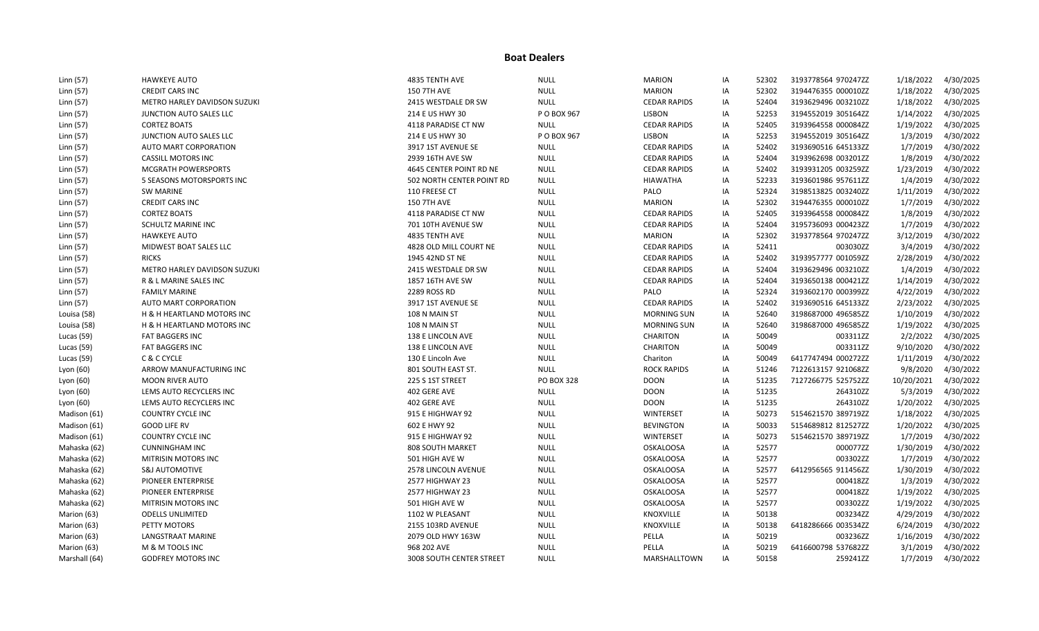# Boat Dealers

| | | | | | | | | | |
|---|---|---|---|---|---|---|---|---|---|
| Linn (57) | HAWKEYE AUTO | 4835 TENTH AVE | NULL | MARION | IA | 52302 | 3193778564 970247ZZ | 1/18/2022 | 4/30/2025 |
| Linn (57) | CREDIT CARS INC | 150 7TH AVE | NULL | MARION | IA | 52302 | 3194476355 000010ZZ | 1/18/2022 | 4/30/2025 |
| Linn (57) | METRO HARLEY DAVIDSON SUZUKI | 2415 WESTDALE DR SW | NULL | CEDAR RAPIDS | IA | 52404 | 3193629496 003210ZZ | 1/18/2022 | 4/30/2025 |
| Linn (57) | JUNCTION AUTO SALES LLC | 214 E US HWY 30 | P O BOX 967 | LISBON | IA | 52253 | 3194552019 305164ZZ | 1/14/2022 | 4/30/2025 |
| Linn (57) | CORTEZ BOATS | 4118 PARADISE CT NW | NULL | CEDAR RAPIDS | IA | 52405 | 3193964558 000084ZZ | 1/19/2022 | 4/30/2025 |
| Linn (57) | JUNCTION AUTO SALES LLC | 214 E US HWY 30 | P O BOX 967 | LISBON | IA | 52253 | 3194552019 305164ZZ | 1/3/2019 | 4/30/2022 |
| Linn (57) | AUTO MART CORPORATION | 3917 1ST AVENUE SE | NULL | CEDAR RAPIDS | IA | 52402 | 3193690516 645133ZZ | 1/7/2019 | 4/30/2022 |
| Linn (57) | CASSILL MOTORS INC | 2939 16TH AVE SW | NULL | CEDAR RAPIDS | IA | 52404 | 3193962698 003201ZZ | 1/8/2019 | 4/30/2022 |
| Linn (57) | MCGRATH POWERSPORTS | 4645 CENTER POINT RD NE | NULL | CEDAR RAPIDS | IA | 52402 | 3193931205 003259ZZ | 1/23/2019 | 4/30/2022 |
| Linn (57) | 5 SEASONS MOTORSPORTS INC | 502 NORTH CENTER POINT RD | NULL | HIAWATHA | IA | 52233 | 3193601986 957611ZZ | 1/4/2019 | 4/30/2022 |
| Linn (57) | SW MARINE | 110 FREESE CT | NULL | PALO | IA | 52324 | 3198513825 003240ZZ | 1/11/2019 | 4/30/2022 |
| Linn (57) | CREDIT CARS INC | 150 7TH AVE | NULL | MARION | IA | 52302 | 3194476355 000010ZZ | 1/7/2019 | 4/30/2022 |
| Linn (57) | CORTEZ BOATS | 4118 PARADISE CT NW | NULL | CEDAR RAPIDS | IA | 52405 | 3193964558 000084ZZ | 1/8/2019 | 4/30/2022 |
| Linn (57) | SCHULTZ MARINE INC | 701 10TH AVENUE SW | NULL | CEDAR RAPIDS | IA | 52404 | 3195736093 000423ZZ | 1/7/2019 | 4/30/2022 |
| Linn (57) | HAWKEYE AUTO | 4835 TENTH AVE | NULL | MARION | IA | 52302 | 3193778564 970247ZZ | 3/12/2019 | 4/30/2022 |
| Linn (57) | MIDWEST BOAT SALES LLC | 4828 OLD MILL COURT NE | NULL | CEDAR RAPIDS | IA | 52411 | 003030ZZ | 3/4/2019 | 4/30/2022 |
| Linn (57) | RICKS | 1945 42ND ST NE | NULL | CEDAR RAPIDS | IA | 52402 | 3193957777 001059ZZ | 2/28/2019 | 4/30/2022 |
| Linn (57) | METRO HARLEY DAVIDSON SUZUKI | 2415 WESTDALE DR SW | NULL | CEDAR RAPIDS | IA | 52404 | 3193629496 003210ZZ | 1/4/2019 | 4/30/2022 |
| Linn (57) | R & L MARINE SALES INC | 1857 16TH AVE SW | NULL | CEDAR RAPIDS | IA | 52404 | 3193650138 000421ZZ | 1/14/2019 | 4/30/2022 |
| Linn (57) | FAMILY MARINE | 2289 ROSS RD | NULL | PALO | IA | 52324 | 3193602170 000399ZZ | 4/22/2019 | 4/30/2022 |
| Linn (57) | AUTO MART CORPORATION | 3917 1ST AVENUE SE | NULL | CEDAR RAPIDS | IA | 52402 | 3193690516 645133ZZ | 2/23/2022 | 4/30/2025 |
| Louisa (58) | H & H HEARTLAND MOTORS INC | 108 N MAIN ST | NULL | MORNING SUN | IA | 52640 | 3198687000 496585ZZ | 1/10/2019 | 4/30/2022 |
| Louisa (58) | H & H HEARTLAND MOTORS INC | 108 N MAIN ST | NULL | MORNING SUN | IA | 52640 | 3198687000 496585ZZ | 1/19/2022 | 4/30/2025 |
| Lucas (59) | FAT BAGGERS INC | 138 E LINCOLN AVE | NULL | CHARITON | IA | 50049 | 003311ZZ | 2/2/2022 | 4/30/2025 |
| Lucas (59) | FAT BAGGERS INC | 138 E LINCOLN AVE | NULL | CHARITON | IA | 50049 | 003311ZZ | 9/10/2020 | 4/30/2022 |
| Lucas (59) | C & C CYCLE | 130 E Lincoln Ave | NULL | Chariton | IA | 50049 | 6417747494 000272ZZ | 1/11/2019 | 4/30/2022 |
| Lyon (60) | ARROW MANUFACTURING INC | 801 SOUTH EAST ST. | NULL | ROCK RAPIDS | IA | 51246 | 7122613157 921068ZZ | 9/8/2020 | 4/30/2022 |
| Lyon (60) | MOON RIVER AUTO | 225 S 1ST STREET | PO BOX 328 | DOON | IA | 51235 | 7127266775 525752ZZ | 10/20/2021 | 4/30/2022 |
| Lyon (60) | LEMS AUTO RECYCLERS INC | 402 GERE AVE | NULL | DOON | IA | 51235 | 264310ZZ | 5/3/2019 | 4/30/2022 |
| Lyon (60) | LEMS AUTO RECYCLERS INC | 402 GERE AVE | NULL | DOON | IA | 51235 | 264310ZZ | 1/20/2022 | 4/30/2025 |
| Madison (61) | COUNTRY CYCLE INC | 915 E HIGHWAY 92 | NULL | WINTERSET | IA | 50273 | 5154621570 389719ZZ | 1/18/2022 | 4/30/2025 |
| Madison (61) | GOOD LIFE RV | 602 E HWY 92 | NULL | BEVINGTON | IA | 50033 | 5154689812 812527ZZ | 1/20/2022 | 4/30/2025 |
| Madison (61) | COUNTRY CYCLE INC | 915 E HIGHWAY 92 | NULL | WINTERSET | IA | 50273 | 5154621570 389719ZZ | 1/7/2019 | 4/30/2022 |
| Mahaska (62) | CUNNINGHAM INC | 808 SOUTH MARKET | NULL | OSKALOOSA | IA | 52577 | 000077ZZ | 1/30/2019 | 4/30/2022 |
| Mahaska (62) | MITRISIN MOTORS INC | 501 HIGH AVE W | NULL | OSKALOOSA | IA | 52577 | 003302ZZ | 1/7/2019 | 4/30/2022 |
| Mahaska (62) | S&J AUTOMOTIVE | 2578 LINCOLN AVENUE | NULL | OSKALOOSA | IA | 52577 | 6412956565 911456ZZ | 1/30/2019 | 4/30/2022 |
| Mahaska (62) | PIONEER ENTERPRISE | 2577 HIGHWAY 23 | NULL | OSKALOOSA | IA | 52577 | 000418ZZ | 1/3/2019 | 4/30/2022 |
| Mahaska (62) | PIONEER ENTERPRISE | 2577 HIGHWAY 23 | NULL | OSKALOOSA | IA | 52577 | 000418ZZ | 1/19/2022 | 4/30/2025 |
| Mahaska (62) | MITRISIN MOTORS INC | 501 HIGH AVE W | NULL | OSKALOOSA | IA | 52577 | 003302ZZ | 1/19/2022 | 4/30/2025 |
| Marion (63) | ODELLS UNLIMITED | 1102 W PLEASANT | NULL | KNOXVILLE | IA | 50138 | 003234ZZ | 4/29/2019 | 4/30/2022 |
| Marion (63) | PETTY MOTORS | 2155 103RD AVENUE | NULL | KNOXVILLE | IA | 50138 | 6418286666 003534ZZ | 6/24/2019 | 4/30/2022 |
| Marion (63) | LANGSTRAAT MARINE | 2079 OLD HWY 163W | NULL | PELLA | IA | 50219 | 003236ZZ | 1/16/2019 | 4/30/2022 |
| Marion (63) | M & M TOOLS INC | 968 202 AVE | NULL | PELLA | IA | 50219 | 6416600798 537682ZZ | 3/1/2019 | 4/30/2022 |
| Marshall (64) | GODFREY MOTORS INC | 3008 SOUTH CENTER STREET | NULL | MARSHALLTOWN | IA | 50158 | 259241ZZ | 1/7/2019 | 4/30/2022 |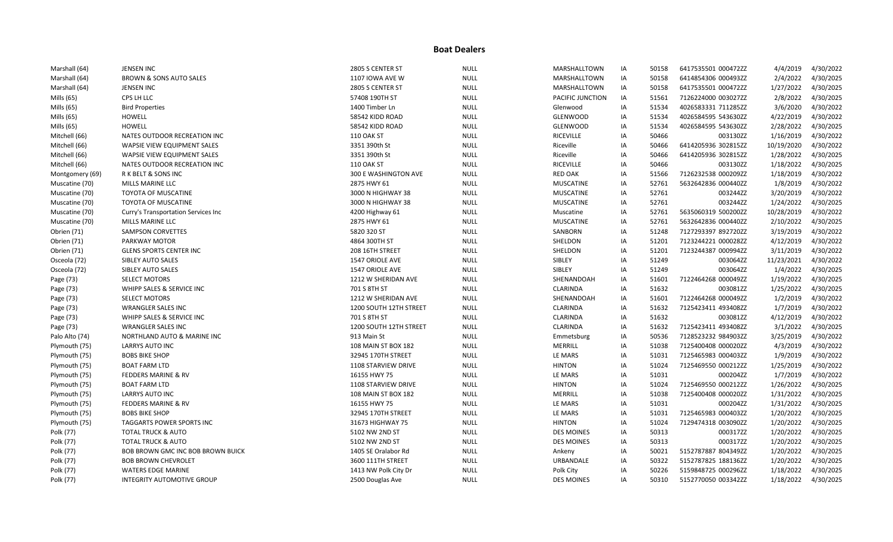## Boat Dealers

| | | | | | | | | | |
|---|---|---|---|---|---|---|---|---|---|
| Marshall (64) | JENSEN INC | 2805 S CENTER ST | NULL | MARSHALLTOWN | IA | 50158 | 6417535501 000472ZZ | 4/4/2019 | 4/30/2022 |
| Marshall (64) | BROWN & SONS AUTO SALES | 1107 IOWA AVE W | NULL | MARSHALLTOWN | IA | 50158 | 6414854306 000493ZZ | 2/4/2022 | 4/30/2025 |
| Marshall (64) | JENSEN INC | 2805 S CENTER ST | NULL | MARSHALLTOWN | IA | 50158 | 6417535501 000472ZZ | 1/27/2022 | 4/30/2025 |
| Mills (65) | CPS LH LLC | 57408 190TH ST | NULL | PACIFIC JUNCTION | IA | 51561 | 7126224000 003027ZZ | 2/8/2022 | 4/30/2025 |
| Mills (65) | Bird Properties | 1400 Timber Ln | NULL | Glenwood | IA | 51534 | 4026583331 711285ZZ | 3/6/2020 | 4/30/2022 |
| Mills (65) | HOWELL | 58542 KIDD ROAD | NULL | GLENWOOD | IA | 51534 | 4026584595 543630ZZ | 4/22/2019 | 4/30/2022 |
| Mills (65) | HOWELL | 58542 KIDD ROAD | NULL | GLENWOOD | IA | 51534 | 4026584595 543630ZZ | 2/28/2022 | 4/30/2025 |
| Mitchell (66) | NATES OUTDOOR RECREATION INC | 110 OAK ST | NULL | RICEVILLE | IA | 50466 | 003130ZZ | 1/16/2019 | 4/30/2022 |
| Mitchell (66) | WAPSIE VIEW EQUIPMENT SALES | 3351 390th St | NULL | Riceville | IA | 50466 | 6414205936 302815ZZ | 10/19/2020 | 4/30/2022 |
| Mitchell (66) | WAPSIE VIEW EQUIPMENT SALES | 3351 390th St | NULL | Riceville | IA | 50466 | 6414205936 302815ZZ | 1/28/2022 | 4/30/2025 |
| Mitchell (66) | NATES OUTDOOR RECREATION INC | 110 OAK ST | NULL | RICEVILLE | IA | 50466 | 003130ZZ | 1/18/2022 | 4/30/2025 |
| Montgomery (69) | R K BELT & SONS INC | 300 E WASHINGTON AVE | NULL | RED OAK | IA | 51566 | 7126232538 000209ZZ | 1/18/2019 | 4/30/2022 |
| Muscatine (70) | MILLS MARINE LLC | 2875 HWY 61 | NULL | MUSCATINE | IA | 52761 | 5632642836 000440ZZ | 1/8/2019 | 4/30/2022 |
| Muscatine (70) | TOYOTA OF MUSCATINE | 3000 N HIGHWAY 38 | NULL | MUSCATINE | IA | 52761 | 003244ZZ | 3/20/2019 | 4/30/2022 |
| Muscatine (70) | TOYOTA OF MUSCATINE | 3000 N HIGHWAY 38 | NULL | MUSCATINE | IA | 52761 | 003244ZZ | 1/24/2022 | 4/30/2025 |
| Muscatine (70) | Curry's Transportation Services Inc | 4200 Highway 61 | NULL | Muscatine | IA | 52761 | 5635060319 500200ZZ | 10/28/2019 | 4/30/2022 |
| Muscatine (70) | MILLS MARINE LLC | 2875 HWY 61 | NULL | MUSCATINE | IA | 52761 | 5632642836 000440ZZ | 2/10/2022 | 4/30/2025 |
| Obrien (71) | SAMPSON CORVETTES | 5820 320 ST | NULL | SANBORN | IA | 51248 | 7127293397 892720ZZ | 3/19/2019 | 4/30/2022 |
| Obrien (71) | PARKWAY MOTOR | 4864 300TH ST | NULL | SHELDON | IA | 51201 | 7123244221 000028ZZ | 4/12/2019 | 4/30/2022 |
| Obrien (71) | GLENS SPORTS CENTER INC | 208 16TH STREET | NULL | SHELDON | IA | 51201 | 7123244387 000994ZZ | 3/11/2019 | 4/30/2022 |
| Osceola (72) | SIBLEY AUTO SALES | 1547 ORIOLE AVE | NULL | SIBLEY | IA | 51249 | 003064ZZ | 11/23/2021 | 4/30/2022 |
| Osceola (72) | SIBLEY AUTO SALES | 1547 ORIOLE AVE | NULL | SIBLEY | IA | 51249 | 003064ZZ | 1/4/2022 | 4/30/2025 |
| Page (73) | SELECT MOTORS | 1212 W SHERIDAN AVE | NULL | SHENANDOAH | IA | 51601 | 7122464268 000049ZZ | 1/19/2022 | 4/30/2025 |
| Page (73) | WHIPP SALES & SERVICE INC | 701 S 8TH ST | NULL | CLARINDA | IA | 51632 | 003081ZZ | 1/25/2022 | 4/30/2025 |
| Page (73) | SELECT MOTORS | 1212 W SHERIDAN AVE | NULL | SHENANDOAH | IA | 51601 | 7122464268 000049ZZ | 1/2/2019 | 4/30/2022 |
| Page (73) | WRANGLER SALES INC | 1200 SOUTH 12TH STREET | NULL | CLARINDA | IA | 51632 | 7125423411 493408ZZ | 1/7/2019 | 4/30/2022 |
| Page (73) | WHIPP SALES & SERVICE INC | 701 S 8TH ST | NULL | CLARINDA | IA | 51632 | 003081ZZ | 4/12/2019 | 4/30/2022 |
| Page (73) | WRANGLER SALES INC | 1200 SOUTH 12TH STREET | NULL | CLARINDA | IA | 51632 | 7125423411 493408ZZ | 3/1/2022 | 4/30/2025 |
| Palo Alto (74) | NORTHLAND AUTO & MARINE INC | 913 Main St | NULL | Emmetsburg | IA | 50536 | 7128523232 984903ZZ | 3/25/2019 | 4/30/2022 |
| Plymouth (75) | LARRYS AUTO INC | 108 MAIN ST BOX 182 | NULL | MERRILL | IA | 51038 | 7125400408 000020ZZ | 4/3/2019 | 4/30/2022 |
| Plymouth (75) | BOBS BIKE SHOP | 32945 170TH STREET | NULL | LE MARS | IA | 51031 | 7125465983 000403ZZ | 1/9/2019 | 4/30/2022 |
| Plymouth (75) | BOAT FARM LTD | 1108 STARVIEW DRIVE | NULL | HINTON | IA | 51024 | 7125469550 000212ZZ | 1/25/2019 | 4/30/2022 |
| Plymouth (75) | FEDDERS MARINE & RV | 16155 HWY 75 | NULL | LE MARS | IA | 51031 | 000204ZZ | 1/7/2019 | 4/30/2022 |
| Plymouth (75) | BOAT FARM LTD | 1108 STARVIEW DRIVE | NULL | HINTON | IA | 51024 | 7125469550 000212ZZ | 1/26/2022 | 4/30/2025 |
| Plymouth (75) | LARRYS AUTO INC | 108 MAIN ST BOX 182 | NULL | MERRILL | IA | 51038 | 7125400408 000020ZZ | 1/31/2022 | 4/30/2025 |
| Plymouth (75) | FEDDERS MARINE & RV | 16155 HWY 75 | NULL | LE MARS | IA | 51031 | 000204ZZ | 1/31/2022 | 4/30/2025 |
| Plymouth (75) | BOBS BIKE SHOP | 32945 170TH STREET | NULL | LE MARS | IA | 51031 | 7125465983 000403ZZ | 1/20/2022 | 4/30/2025 |
| Plymouth (75) | TAGGARTS POWER SPORTS INC | 31673 HIGHWAY 75 | NULL | HINTON | IA | 51024 | 7129474318 003090ZZ | 1/20/2022 | 4/30/2025 |
| Polk (77) | TOTAL TRUCK & AUTO | 5102 NW 2ND ST | NULL | DES MOINES | IA | 50313 | 000317ZZ | 1/20/2022 | 4/30/2025 |
| Polk (77) | TOTAL TRUCK & AUTO | 5102 NW 2ND ST | NULL | DES MOINES | IA | 50313 | 000317ZZ | 1/20/2022 | 4/30/2025 |
| Polk (77) | BOB BROWN GMC INC BOB BROWN BUICK | 1405 SE Oralabor Rd | NULL | Ankeny | IA | 50021 | 5152787887 804349ZZ | 1/20/2022 | 4/30/2025 |
| Polk (77) | BOB BROWN CHEVROLET | 3600 111TH STREET | NULL | URBANDALE | IA | 50322 | 5152787825 188136ZZ | 1/20/2022 | 4/30/2025 |
| Polk (77) | WATERS EDGE MARINE | 1413 NW Polk City Dr | NULL | Polk City | IA | 50226 | 5159848725 000296ZZ | 1/18/2022 | 4/30/2025 |
| Polk (77) | INTEGRITY AUTOMOTIVE GROUP | 2500 Douglas Ave | NULL | DES MOINES | IA | 50310 | 5152770050 003342ZZ | 1/18/2022 | 4/30/2025 |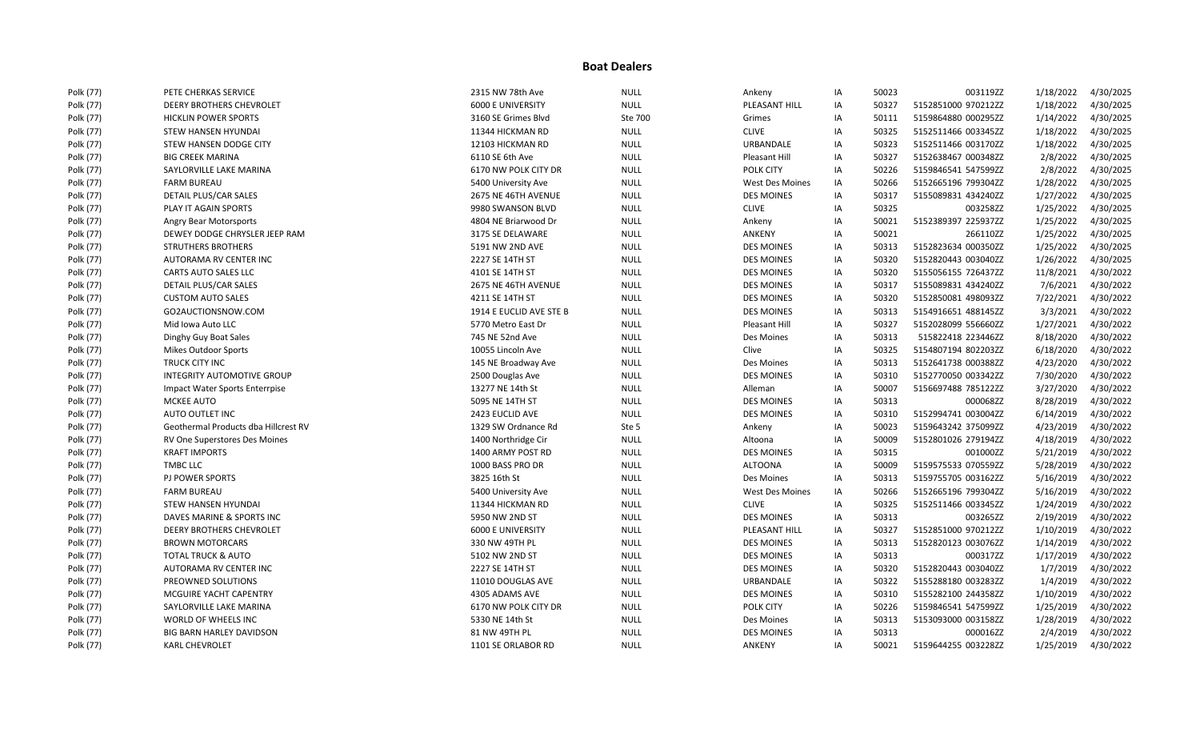## Boat Dealers

| | | | | | | | | | |
|---|---|---|---|---|---|---|---|---|---|
| Polk (77) | PETE CHERKAS SERVICE | 2315 NW 78th Ave | NULL | Ankeny | IA | 50023 | 003119ZZ | 1/18/2022 | 4/30/2025 |
| Polk (77) | DEERY BROTHERS CHEVROLET | 6000 E UNIVERSITY | NULL | PLEASANT HILL | IA | 50327 | 5152851000 970212ZZ | 1/18/2022 | 4/30/2025 |
| Polk (77) | HICKLIN POWER SPORTS | 3160 SE Grimes Blvd | Ste 700 | Grimes | IA | 50111 | 5159864880 000295ZZ | 1/14/2022 | 4/30/2025 |
| Polk (77) | STEW HANSEN HYUNDAI | 11344 HICKMAN RD | NULL | CLIVE | IA | 50325 | 5152511466 003345ZZ | 1/18/2022 | 4/30/2025 |
| Polk (77) | STEW HANSEN DODGE CITY | 12103 HICKMAN RD | NULL | URBANDALE | IA | 50323 | 5152511466 003170ZZ | 1/18/2022 | 4/30/2025 |
| Polk (77) | BIG CREEK MARINA | 6110 SE 6th Ave | NULL | Pleasant Hill | IA | 50327 | 5152638467 000348ZZ | 2/8/2022 | 4/30/2025 |
| Polk (77) | SAYLORVILLE LAKE MARINA | 6170 NW POLK CITY DR | NULL | POLK CITY | IA | 50226 | 5159846541 547599ZZ | 2/8/2022 | 4/30/2025 |
| Polk (77) | FARM BUREAU | 5400 University Ave | NULL | West Des Moines | IA | 50266 | 5152665196 799304ZZ | 1/28/2022 | 4/30/2025 |
| Polk (77) | DETAIL PLUS/CAR SALES | 2675 NE 46TH AVENUE | NULL | DES MOINES | IA | 50317 | 5155089831 434240ZZ | 1/27/2022 | 4/30/2025 |
| Polk (77) | PLAY IT AGAIN SPORTS | 9980 SWANSON BLVD | NULL | CLIVE | IA | 50325 | 003258ZZ | 1/25/2022 | 4/30/2025 |
| Polk (77) | Angry Bear Motorsports | 4804 NE Briarwood Dr | NULL | Ankeny | IA | 50021 | 5152389397 225937ZZ | 1/25/2022 | 4/30/2025 |
| Polk (77) | DEWEY DODGE CHRYSLER JEEP RAM | 3175 SE DELAWARE | NULL | ANKENY | IA | 50021 | 266110ZZ | 1/25/2022 | 4/30/2025 |
| Polk (77) | STRUTHERS BROTHERS | 5191 NW 2ND AVE | NULL | DES MOINES | IA | 50313 | 5152823634 000350ZZ | 1/25/2022 | 4/30/2025 |
| Polk (77) | AUTORAMA RV CENTER INC | 2227 SE 14TH ST | NULL | DES MOINES | IA | 50320 | 5152820443 003040ZZ | 1/26/2022 | 4/30/2025 |
| Polk (77) | CARTS AUTO SALES LLC | 4101 SE 14TH ST | NULL | DES MOINES | IA | 50320 | 5155056155 726437ZZ | 11/8/2021 | 4/30/2022 |
| Polk (77) | DETAIL PLUS/CAR SALES | 2675 NE 46TH AVENUE | NULL | DES MOINES | IA | 50317 | 5155089831 434240ZZ | 7/6/2021 | 4/30/2022 |
| Polk (77) | CUSTOM AUTO SALES | 4211 SE 14TH ST | NULL | DES MOINES | IA | 50320 | 5152850081 498093ZZ | 7/22/2021 | 4/30/2022 |
| Polk (77) | GO2AUCTIONSNOW.COM | 1914 E EUCLID AVE STE B | NULL | DES MOINES | IA | 50313 | 5154916651 488145ZZ | 3/3/2021 | 4/30/2022 |
| Polk (77) | Mid Iowa Auto LLC | 5770 Metro East Dr | NULL | Pleasant Hill | IA | 50327 | 5152028099 556660ZZ | 1/27/2021 | 4/30/2022 |
| Polk (77) | Dinghy Guy Boat Sales | 745 NE 52nd Ave | NULL | Des Moines | IA | 50313 | 515822418 223446ZZ | 8/18/2020 | 4/30/2022 |
| Polk (77) | Mikes Outdoor Sports | 10055 Lincoln Ave | NULL | Clive | IA | 50325 | 5154807194 802203ZZ | 6/18/2020 | 4/30/2022 |
| Polk (77) | TRUCK CITY INC | 145 NE Broadway Ave | NULL | Des Moines | IA | 50313 | 5152641738 000388ZZ | 4/23/2020 | 4/30/2022 |
| Polk (77) | INTEGRITY AUTOMOTIVE GROUP | 2500 Douglas Ave | NULL | DES MOINES | IA | 50310 | 5152770050 003342ZZ | 7/30/2020 | 4/30/2022 |
| Polk (77) | Impact Water Sports Enterrpise | 13277 NE 14th St | NULL | Alleman | IA | 50007 | 5156697488 785122ZZ | 3/27/2020 | 4/30/2022 |
| Polk (77) | MCKEE AUTO | 5095 NE 14TH ST | NULL | DES MOINES | IA | 50313 | 000068ZZ | 8/28/2019 | 4/30/2022 |
| Polk (77) | AUTO OUTLET INC | 2423 EUCLID AVE | NULL | DES MOINES | IA | 50310 | 5152994741 003004ZZ | 6/14/2019 | 4/30/2022 |
| Polk (77) | Geothermal Products dba Hillcrest RV | 1329 SW Ordnance Rd | Ste 5 | Ankeny | IA | 50023 | 5159643242 375099ZZ | 4/23/2019 | 4/30/2022 |
| Polk (77) | RV One Superstores Des Moines | 1400 Northridge Cir | NULL | Altoona | IA | 50009 | 5152801026 279194ZZ | 4/18/2019 | 4/30/2022 |
| Polk (77) | KRAFT IMPORTS | 1400 ARMY POST RD | NULL | DES MOINES | IA | 50315 | 001000ZZ | 5/21/2019 | 4/30/2022 |
| Polk (77) | TMBC LLC | 1000 BASS PRO DR | NULL | ALTOONA | IA | 50009 | 5159575533 070559ZZ | 5/28/2019 | 4/30/2022 |
| Polk (77) | PJ POWER SPORTS | 3825 16th St | NULL | Des Moines | IA | 50313 | 5159755705 003162ZZ | 5/16/2019 | 4/30/2022 |
| Polk (77) | FARM BUREAU | 5400 University Ave | NULL | West Des Moines | IA | 50266 | 5152665196 799304ZZ | 5/16/2019 | 4/30/2022 |
| Polk (77) | STEW HANSEN HYUNDAI | 11344 HICKMAN RD | NULL | CLIVE | IA | 50325 | 5152511466 003345ZZ | 1/24/2019 | 4/30/2022 |
| Polk (77) | DAVES MARINE & SPORTS INC | 5950 NW 2ND ST | NULL | DES MOINES | IA | 50313 | 003265ZZ | 2/19/2019 | 4/30/2022 |
| Polk (77) | DEERY BROTHERS CHEVROLET | 6000 E UNIVERSITY | NULL | PLEASANT HILL | IA | 50327 | 5152851000 970212ZZ | 1/10/2019 | 4/30/2022 |
| Polk (77) | BROWN MOTORCARS | 330 NW 49TH PL | NULL | DES MOINES | IA | 50313 | 5152820123 003076ZZ | 1/14/2019 | 4/30/2022 |
| Polk (77) | TOTAL TRUCK & AUTO | 5102 NW 2ND ST | NULL | DES MOINES | IA | 50313 | 000317ZZ | 1/17/2019 | 4/30/2022 |
| Polk (77) | AUTORAMA RV CENTER INC | 2227 SE 14TH ST | NULL | DES MOINES | IA | 50320 | 5152820443 003040ZZ | 1/7/2019 | 4/30/2022 |
| Polk (77) | PREOWNED SOLUTIONS | 11010 DOUGLAS AVE | NULL | URBANDALE | IA | 50322 | 5155288180 003283ZZ | 1/4/2019 | 4/30/2022 |
| Polk (77) | MCGUIRE YACHT CAPENTRY | 4305 ADAMS AVE | NULL | DES MOINES | IA | 50310 | 5155282100 244358ZZ | 1/10/2019 | 4/30/2022 |
| Polk (77) | SAYLORVILLE LAKE MARINA | 6170 NW POLK CITY DR | NULL | POLK CITY | IA | 50226 | 5159846541 547599ZZ | 1/25/2019 | 4/30/2022 |
| Polk (77) | WORLD OF WHEELS INC | 5330 NE 14th St | NULL | Des Moines | IA | 50313 | 5153093000 003158ZZ | 1/28/2019 | 4/30/2022 |
| Polk (77) | BIG BARN HARLEY DAVIDSON | 81 NW 49TH PL | NULL | DES MOINES | IA | 50313 | 000016ZZ | 2/4/2019 | 4/30/2022 |
| Polk (77) | KARL CHEVROLET | 1101 SE ORLABOR RD | NULL | ANKENY | IA | 50021 | 5159644255 003228ZZ | 1/25/2019 | 4/30/2022 |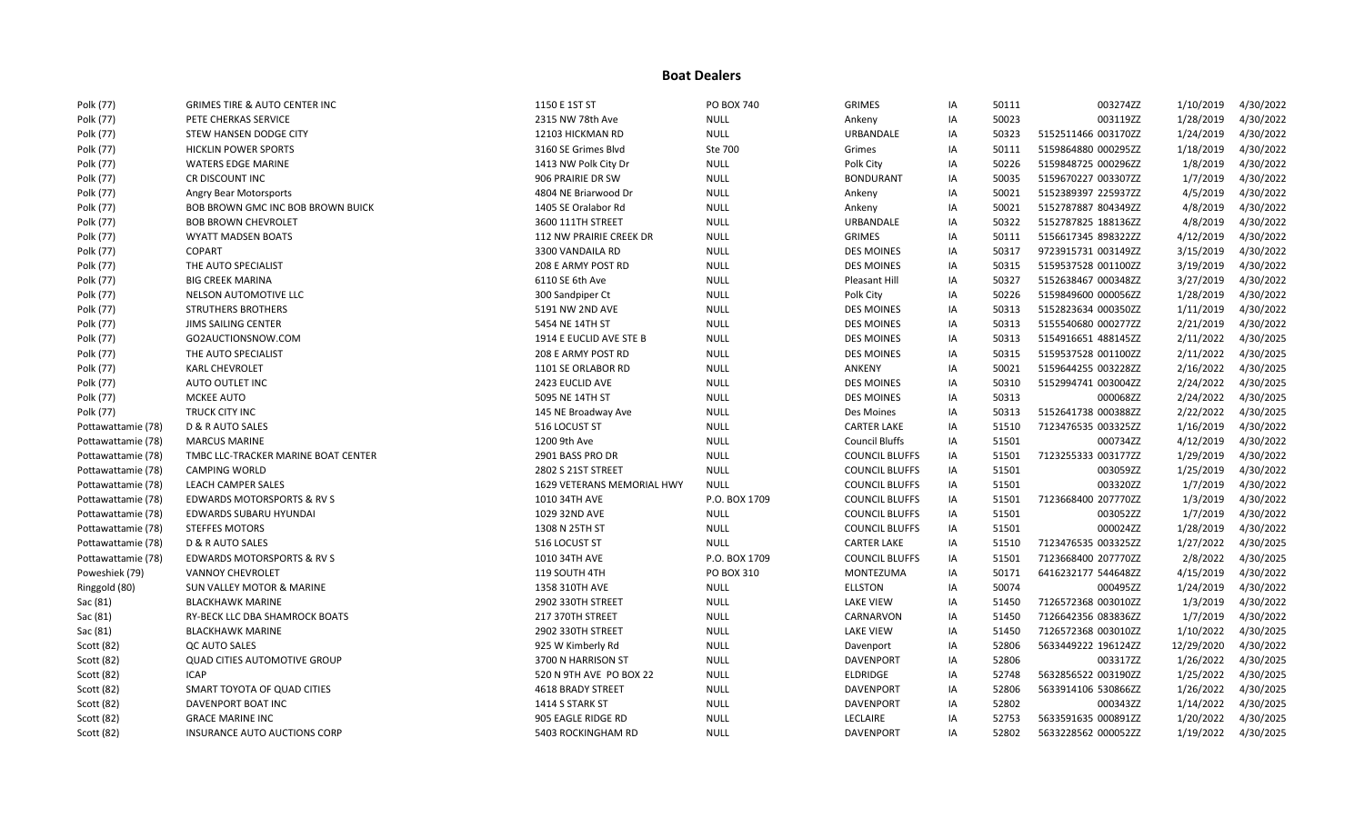# Boat Dealers

| | | | | | | | | | | |
|---|---|---|---|---|---|---|---|---|---|---|
| Polk (77) | GRIMES TIRE & AUTO CENTER INC | 1150 E 1ST ST | PO BOX 740 | GRIMES | IA | 50111 | | 003274ZZ | 1/10/2019 | 4/30/2022 |
| Polk (77) | PETE CHERKAS SERVICE | 2315 NW 78th Ave | NULL | Ankeny | IA | 50023 | | 003119ZZ | 1/28/2019 | 4/30/2022 |
| Polk (77) | STEW HANSEN DODGE CITY | 12103 HICKMAN RD | NULL | URBANDALE | IA | 50323 | 5152511466 | 003170ZZ | 1/24/2019 | 4/30/2022 |
| Polk (77) | HICKLIN POWER SPORTS | 3160 SE Grimes Blvd | Ste 700 | Grimes | IA | 50111 | 5159864880 | 000295ZZ | 1/18/2019 | 4/30/2022 |
| Polk (77) | WATERS EDGE MARINE | 1413 NW Polk City Dr | NULL | Polk City | IA | 50226 | 5159848725 | 000296ZZ | 1/8/2019 | 4/30/2022 |
| Polk (77) | CR DISCOUNT INC | 906 PRAIRIE DR SW | NULL | BONDURANT | IA | 50035 | 5159670227 | 003307ZZ | 1/7/2019 | 4/30/2022 |
| Polk (77) | Angry Bear Motorsports | 4804 NE Briarwood Dr | NULL | Ankeny | IA | 50021 | 5152389397 | 225937ZZ | 4/5/2019 | 4/30/2022 |
| Polk (77) | BOB BROWN GMC INC BOB BROWN BUICK | 1405 SE Oralabor Rd | NULL | Ankeny | IA | 50021 | 5152787887 | 804349ZZ | 4/8/2019 | 4/30/2022 |
| Polk (77) | BOB BROWN CHEVROLET | 3600 111TH STREET | NULL | URBANDALE | IA | 50322 | 5152787825 | 188136ZZ | 4/8/2019 | 4/30/2022 |
| Polk (77) | WYATT MADSEN BOATS | 112 NW PRAIRIE CREEK DR | NULL | GRIMES | IA | 50111 | 5156617345 | 898322ZZ | 4/12/2019 | 4/30/2022 |
| Polk (77) | COPART | 3300 VANDAILA RD | NULL | DES MOINES | IA | 50317 | 9723915731 | 003149ZZ | 3/15/2019 | 4/30/2022 |
| Polk (77) | THE AUTO SPECIALIST | 208 E ARMY POST RD | NULL | DES MOINES | IA | 50315 | 5159537528 | 001100ZZ | 3/19/2019 | 4/30/2022 |
| Polk (77) | BIG CREEK MARINA | 6110 SE 6th Ave | NULL | Pleasant Hill | IA | 50327 | 5152638467 | 000348ZZ | 3/27/2019 | 4/30/2022 |
| Polk (77) | NELSON AUTOMOTIVE LLC | 300 Sandpiper Ct | NULL | Polk City | IA | 50226 | 5159849600 | 000056ZZ | 1/28/2019 | 4/30/2022 |
| Polk (77) | STRUTHERS BROTHERS | 5191 NW 2ND AVE | NULL | DES MOINES | IA | 50313 | 5152823634 | 000350ZZ | 1/11/2019 | 4/30/2022 |
| Polk (77) | JIMS SAILING CENTER | 5454 NE 14TH ST | NULL | DES MOINES | IA | 50313 | 5155540680 | 000277ZZ | 2/21/2019 | 4/30/2022 |
| Polk (77) | GO2AUCTIONSNOW.COM | 1914 E EUCLID AVE STE B | NULL | DES MOINES | IA | 50313 | 5154916651 | 488145ZZ | 2/11/2022 | 4/30/2025 |
| Polk (77) | THE AUTO SPECIALIST | 208 E ARMY POST RD | NULL | DES MOINES | IA | 50315 | 5159537528 | 001100ZZ | 2/11/2022 | 4/30/2025 |
| Polk (77) | KARL CHEVROLET | 1101 SE ORLABOR RD | NULL | ANKENY | IA | 50021 | 5159644255 | 003228ZZ | 2/16/2022 | 4/30/2025 |
| Polk (77) | AUTO OUTLET INC | 2423 EUCLID AVE | NULL | DES MOINES | IA | 50310 | 5152994741 | 003004ZZ | 2/24/2022 | 4/30/2025 |
| Polk (77) | MCKEE AUTO | 5095 NE 14TH ST | NULL | DES MOINES | IA | 50313 | | 000068ZZ | 2/24/2022 | 4/30/2025 |
| Polk (77) | TRUCK CITY INC | 145 NE Broadway Ave | NULL | Des Moines | IA | 50313 | 5152641738 | 000388ZZ | 2/22/2022 | 4/30/2025 |
| Pottawattamie (78) | D & R AUTO SALES | 516 LOCUST ST | NULL | CARTER LAKE | IA | 51510 | 7123476535 | 003325ZZ | 1/16/2019 | 4/30/2022 |
| Pottawattamie (78) | MARCUS MARINE | 1200 9th Ave | NULL | Council Bluffs | IA | 51501 | | 000734ZZ | 4/12/2019 | 4/30/2022 |
| Pottawattamie (78) | TMBC LLC-TRACKER MARINE BOAT CENTER | 2901 BASS PRO DR | NULL | COUNCIL BLUFFS | IA | 51501 | 7123255333 | 003177ZZ | 1/29/2019 | 4/30/2022 |
| Pottawattamie (78) | CAMPING WORLD | 2802 S 21ST STREET | NULL | COUNCIL BLUFFS | IA | 51501 | | 003059ZZ | 1/25/2019 | 4/30/2022 |
| Pottawattamie (78) | LEACH CAMPER SALES | 1629 VETERANS MEMORIAL HWY | NULL | COUNCIL BLUFFS | IA | 51501 | | 003320ZZ | 1/7/2019 | 4/30/2022 |
| Pottawattamie (78) | EDWARDS MOTORSPORTS & RV S | 1010 34TH AVE | P.O. BOX 1709 | COUNCIL BLUFFS | IA | 51501 | 7123668400 | 207770ZZ | 1/3/2019 | 4/30/2022 |
| Pottawattamie (78) | EDWARDS SUBARU HYUNDAI | 1029 32ND AVE | NULL | COUNCIL BLUFFS | IA | 51501 | | 003052ZZ | 1/7/2019 | 4/30/2022 |
| Pottawattamie (78) | STEFFES MOTORS | 1308 N 25TH ST | NULL | COUNCIL BLUFFS | IA | 51501 | | 000024ZZ | 1/28/2019 | 4/30/2022 |
| Pottawattamie (78) | D & R AUTO SALES | 516 LOCUST ST | NULL | CARTER LAKE | IA | 51510 | 7123476535 | 003325ZZ | 1/27/2022 | 4/30/2025 |
| Pottawattamie (78) | EDWARDS MOTORSPORTS & RV S | 1010 34TH AVE | P.O. BOX 1709 | COUNCIL BLUFFS | IA | 51501 | 7123668400 | 207770ZZ | 2/8/2022 | 4/30/2025 |
| Poweshiek (79) | VANNOY CHEVROLET | 119 SOUTH 4TH | PO BOX 310 | MONTEZUMA | IA | 50171 | 6416232177 | 544648ZZ | 4/15/2019 | 4/30/2022 |
| Ringgold (80) | SUN VALLEY MOTOR & MARINE | 1358 310TH AVE | NULL | ELLSTON | IA | 50074 | | 000495ZZ | 1/24/2019 | 4/30/2022 |
| Sac (81) | BLACKHAWK MARINE | 2902 330TH STREET | NULL | LAKE VIEW | IA | 51450 | 7126572368 | 003010ZZ | 1/3/2019 | 4/30/2022 |
| Sac (81) | RY-BECK LLC DBA SHAMROCK BOATS | 217 370TH STREET | NULL | CARNARVON | IA | 51450 | 7126642356 | 083836ZZ | 1/7/2019 | 4/30/2022 |
| Sac (81) | BLACKHAWK MARINE | 2902 330TH STREET | NULL | LAKE VIEW | IA | 51450 | 7126572368 | 003010ZZ | 1/10/2022 | 4/30/2025 |
| Scott (82) | QC AUTO SALES | 925 W Kimberly Rd | NULL | Davenport | IA | 52806 | 5633449222 | 196124ZZ | 12/29/2020 | 4/30/2022 |
| Scott (82) | QUAD CITIES AUTOMOTIVE GROUP | 3700 N HARRISON ST | NULL | DAVENPORT | IA | 52806 | | 003317ZZ | 1/26/2022 | 4/30/2025 |
| Scott (82) | ICAP | 520 N 9TH AVE PO BOX 22 | NULL | ELDRIDGE | IA | 52748 | 5632856522 | 003190ZZ | 1/25/2022 | 4/30/2025 |
| Scott (82) | SMART TOYOTA OF QUAD CITIES | 4618 BRADY STREET | NULL | DAVENPORT | IA | 52806 | 5633914106 | 530866ZZ | 1/26/2022 | 4/30/2025 |
| Scott (82) | DAVENPORT BOAT INC | 1414 S STARK ST | NULL | DAVENPORT | IA | 52802 | | 000343ZZ | 1/14/2022 | 4/30/2025 |
| Scott (82) | GRACE MARINE INC | 905 EAGLE RIDGE RD | NULL | LECLAIRE | IA | 52753 | 5633591635 | 000891ZZ | 1/20/2022 | 4/30/2025 |
| Scott (82) | INSURANCE AUTO AUCTIONS CORP | 5403 ROCKINGHAM RD | NULL | DAVENPORT | IA | 52802 | 5633228562 | 000052ZZ | 1/19/2022 | 4/30/2025 |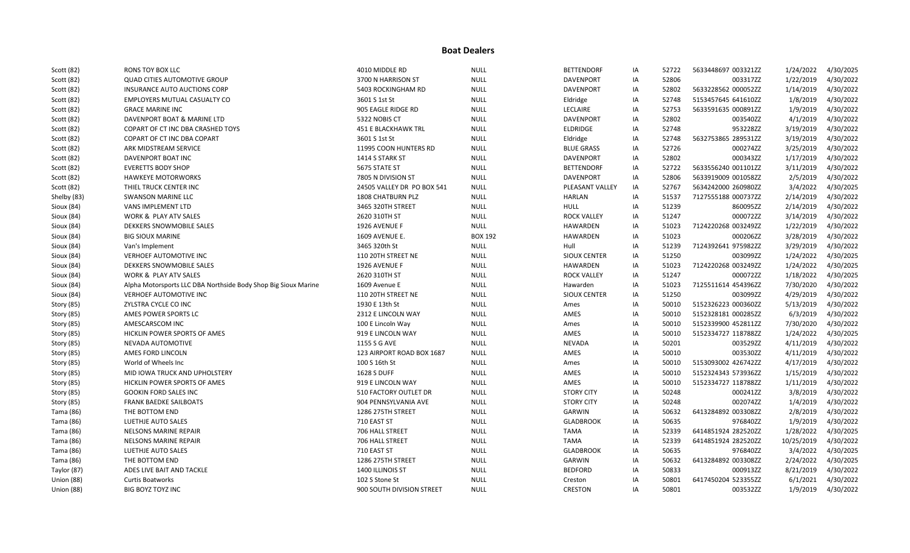# Boat Dealers

| | | | | | | | | | | |
|---|---|---|---|---|---|---|---|---|---|---|
| Scott (82) | RONS TOY BOX LLC | 4010 MIDDLE RD | NULL | BETTENDORF | IA | 52722 | 5633448697 003321ZZ | | 1/24/2022 | 4/30/2025 |
| Scott (82) | QUAD CITIES AUTOMOTIVE GROUP | 3700 N HARRISON ST | NULL | DAVENPORT | IA | 52806 | 003317ZZ | | 1/22/2019 | 4/30/2022 |
| Scott (82) | INSURANCE AUTO AUCTIONS CORP | 5403 ROCKINGHAM RD | NULL | DAVENPORT | IA | 52802 | 5633228562 000052ZZ | | 1/14/2019 | 4/30/2022 |
| Scott (82) | EMPLOYERS MUTUAL CASUALTY CO | 3601 S 1st St | NULL | Eldridge | IA | 52748 | 5153457645 641610ZZ | | 1/8/2019 | 4/30/2022 |
| Scott (82) | GRACE MARINE INC | 905 EAGLE RIDGE RD | NULL | LECLAIRE | IA | 52753 | 5633591635 000891ZZ | | 1/9/2019 | 4/30/2022 |
| Scott (82) | DAVENPORT BOAT & MARINE LTD | 5322 NOBIS CT | NULL | DAVENPORT | IA | 52802 | 003540ZZ | | 4/1/2019 | 4/30/2022 |
| Scott (82) | COPART OF CT INC DBA CRASHED TOYS | 451 E BLACKHAWK TRL | NULL | ELDRIDGE | IA | 52748 | 953228ZZ | | 3/19/2019 | 4/30/2022 |
| Scott (82) | COPART OF CT INC DBA COPART | 3601 S 1st St | NULL | Eldridge | IA | 52748 | 5632753865 289531ZZ | | 3/19/2019 | 4/30/2022 |
| Scott (82) | ARK MIDSTREAM SERVICE | 11995 COON HUNTERS RD | NULL | BLUE GRASS | IA | 52726 | 000274ZZ | | 3/25/2019 | 4/30/2022 |
| Scott (82) | DAVENPORT BOAT INC | 1414 S STARK ST | NULL | DAVENPORT | IA | 52802 | 000343ZZ | | 1/17/2019 | 4/30/2022 |
| Scott (82) | EVERETTS BODY SHOP | 5675 STATE ST | NULL | BETTENDORF | IA | 52722 | 5633556240 001101ZZ | | 3/11/2019 | 4/30/2022 |
| Scott (82) | HAWKEYE MOTORWORKS | 7805 N DIVISION ST | NULL | DAVENPORT | IA | 52806 | 5633919009 001058ZZ | | 2/5/2019 | 4/30/2022 |
| Scott (82) | THIEL TRUCK CENTER INC | 24505 VALLEY DR PO BOX 541 | NULL | PLEASANT VALLEY | IA | 52767 | 5634242000 260980ZZ | | 3/4/2022 | 4/30/2025 |
| Shelby (83) | SWANSON MARINE LLC | 1808 CHATBURN PLZ | NULL | HARLAN | IA | 51537 | 7127555188 000737ZZ | | 2/14/2019 | 4/30/2022 |
| Sioux (84) | VANS IMPLEMENT LTD | 3465 320TH STREET | NULL | HULL | IA | 51239 | 860095ZZ | | 2/14/2019 | 4/30/2022 |
| Sioux (84) | WORK & PLAY ATV SALES | 2620 310TH ST | NULL | ROCK VALLEY | IA | 51247 | 000072ZZ | | 3/14/2019 | 4/30/2022 |
| Sioux (84) | DEKKERS SNOWMOBILE SALES | 1926 AVENUE F | NULL | HAWARDEN | IA | 51023 | 7124220268 003249ZZ | | 1/22/2019 | 4/30/2022 |
| Sioux (84) | BIG SIOUX MARINE | 1609 AVENUE E. | BOX 192 | HAWARDEN | IA | 51023 | 000206ZZ | | 3/28/2019 | 4/30/2022 |
| Sioux (84) | Van's Implement | 3465 320th St | NULL | Hull | IA | 51239 | 7124392641 975982ZZ | | 3/29/2019 | 4/30/2022 |
| Sioux (84) | VERHOEF AUTOMOTIVE INC | 110 20TH STREET NE | NULL | SIOUX CENTER | IA | 51250 | 003099ZZ | | 1/24/2022 | 4/30/2025 |
| Sioux (84) | DEKKERS SNOWMOBILE SALES | 1926 AVENUE F | NULL | HAWARDEN | IA | 51023 | 7124220268 003249ZZ | | 1/24/2022 | 4/30/2025 |
| Sioux (84) | WORK & PLAY ATV SALES | 2620 310TH ST | NULL | ROCK VALLEY | IA | 51247 | 000072ZZ | | 1/18/2022 | 4/30/2025 |
| Sioux (84) | Alpha Motorsports LLC DBA Northside Body Shop Big Sioux Marine | 1609 Avenue E | NULL | Hawarden | IA | 51023 | 7125511614 454396ZZ | | 7/30/2020 | 4/30/2022 |
| Sioux (84) | VERHOEF AUTOMOTIVE INC | 110 20TH STREET NE | NULL | SIOUX CENTER | IA | 51250 | 003099ZZ | | 4/29/2019 | 4/30/2022 |
| Story (85) | ZYLSTRA CYCLE CO INC | 1930 E 13th St | NULL | Ames | IA | 50010 | 5152326223 000360ZZ | | 5/13/2019 | 4/30/2022 |
| Story (85) | AMES POWER SPORTS LC | 2312 E LINCOLN WAY | NULL | AMES | IA | 50010 | 5152328181 000285ZZ | | 6/3/2019 | 4/30/2022 |
| Story (85) | AMESCARSCOM INC | 100 E Lincoln Way | NULL | Ames | IA | 50010 | 5152339900 452811ZZ | | 7/30/2020 | 4/30/2022 |
| Story (85) | HICKLIN POWER SPORTS OF AMES | 919 E LINCOLN WAY | NULL | AMES | IA | 50010 | 5152334727 118788ZZ | | 1/24/2022 | 4/30/2025 |
| Story (85) | NEVADA AUTOMOTIVE | 1155 S G AVE | NULL | NEVADA | IA | 50201 | 003529ZZ | | 4/11/2019 | 4/30/2022 |
| Story (85) | AMES FORD LINCOLN | 123 AIRPORT ROAD BOX 1687 | NULL | AMES | IA | 50010 | 003530ZZ | | 4/11/2019 | 4/30/2022 |
| Story (85) | World of Wheels Inc | 100 S 16th St | NULL | Ames | IA | 50010 | 5153093002 426742ZZ | | 4/17/2019 | 4/30/2022 |
| Story (85) | MID IOWA TRUCK AND UPHOLSTERY | 1628 S DUFF | NULL | AMES | IA | 50010 | 5152324343 573936ZZ | | 1/15/2019 | 4/30/2022 |
| Story (85) | HICKLIN POWER SPORTS OF AMES | 919 E LINCOLN WAY | NULL | AMES | IA | 50010 | 5152334727 118788ZZ | | 1/11/2019 | 4/30/2022 |
| Story (85) | GOOKIN FORD SALES INC | 510 FACTORY OUTLET DR | NULL | STORY CITY | IA | 50248 | 000241ZZ | | 3/8/2019 | 4/30/2022 |
| Story (85) | FRANK BAEDKE SAILBOATS | 904 PENNSYLVANIA AVE | NULL | STORY CITY | IA | 50248 | 002074ZZ | | 1/4/2019 | 4/30/2022 |
| Tama (86) | THE BOTTOM END | 1286 275TH STREET | NULL | GARWIN | IA | 50632 | 6413284892 003308ZZ | | 2/8/2019 | 4/30/2022 |
| Tama (86) | LUETHJE AUTO SALES | 710 EAST ST | NULL | GLADBROOK | IA | 50635 | 976840ZZ | | 1/9/2019 | 4/30/2022 |
| Tama (86) | NELSONS MARINE REPAIR | 706 HALL STREET | NULL | TAMA | IA | 52339 | 6414851924 282520ZZ | | 1/28/2022 | 4/30/2025 |
| Tama (86) | NELSONS MARINE REPAIR | 706 HALL STREET | NULL | TAMA | IA | 52339 | 6414851924 282520ZZ | | 10/25/2019 | 4/30/2022 |
| Tama (86) | LUETHJE AUTO SALES | 710 EAST ST | NULL | GLADBROOK | IA | 50635 | 976840ZZ | | 3/4/2022 | 4/30/2025 |
| Tama (86) | THE BOTTOM END | 1286 275TH STREET | NULL | GARWIN | IA | 50632 | 6413284892 003308ZZ | | 2/24/2022 | 4/30/2025 |
| Taylor (87) | ADES LIVE BAIT AND TACKLE | 1400 ILLINOIS ST | NULL | BEDFORD | IA | 50833 | 000913ZZ | | 8/21/2019 | 4/30/2022 |
| Union (88) | Curtis Boatworks | 102 S Stone St | NULL | Creston | IA | 50801 | 6417450204 523355ZZ | | 6/1/2021 | 4/30/2022 |
| Union (88) | BIG BOYZ TOYZ INC | 900 SOUTH DIVISION STREET | NULL | CRESTON | IA | 50801 | 003532ZZ | | 1/9/2019 | 4/30/2022 |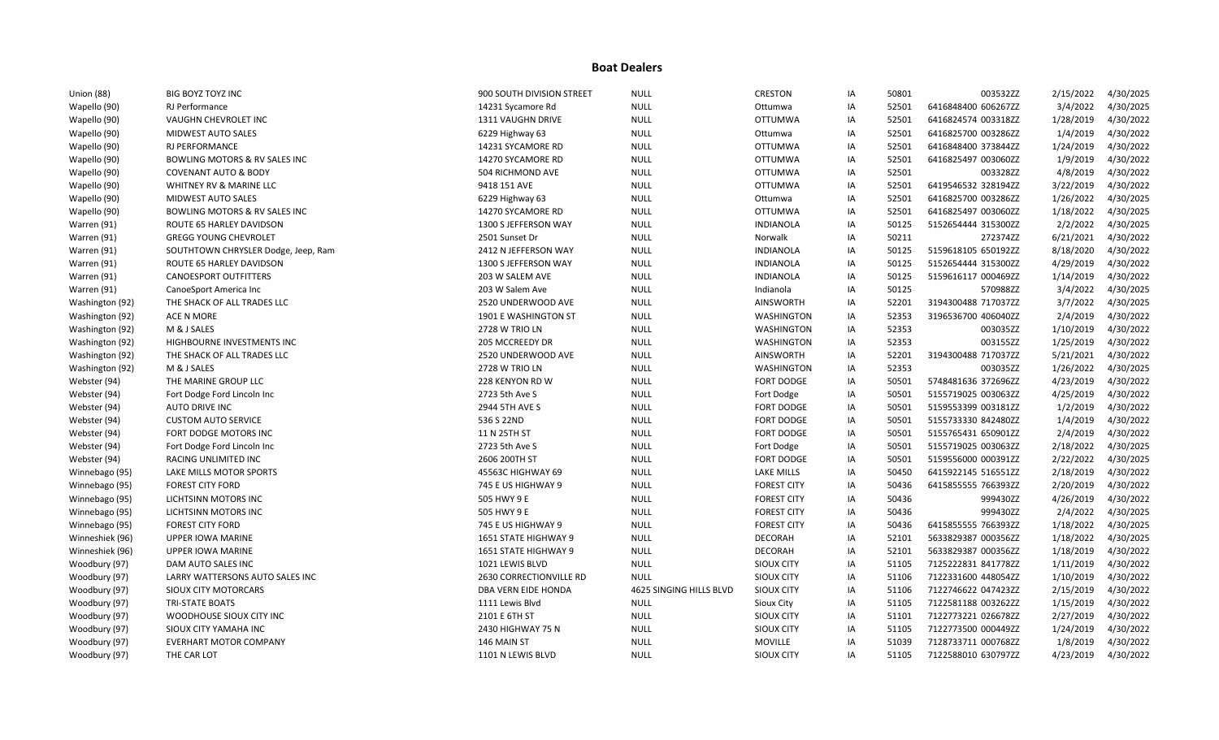## Boat Dealers

| | | | | | | | | | |
|---|---|---|---|---|---|---|---|---|---|
| Union (88) | BIG BOYZ TOYZ INC | 900 SOUTH DIVISION STREET | NULL | CRESTON | IA | 50801 | 003532ZZ | 2/15/2022 | 4/30/2025 |
| Wapello (90) | RJ Performance | 14231 Sycamore Rd | NULL | Ottumwa | IA | 52501 | 6416848400 606267ZZ | 3/4/2022 | 4/30/2025 |
| Wapello (90) | VAUGHN CHEVROLET INC | 1311 VAUGHN DRIVE | NULL | OTTUMWA | IA | 52501 | 6416824574 003318ZZ | 1/28/2019 | 4/30/2022 |
| Wapello (90) | MIDWEST AUTO SALES | 6229 Highway 63 | NULL | Ottumwa | IA | 52501 | 6416825700 003286ZZ | 1/4/2019 | 4/30/2022 |
| Wapello (90) | RJ PERFORMANCE | 14231 SYCAMORE RD | NULL | OTTUMWA | IA | 52501 | 6416848400 373844ZZ | 1/24/2019 | 4/30/2022 |
| Wapello (90) | BOWLING MOTORS & RV SALES INC | 14270 SYCAMORE RD | NULL | OTTUMWA | IA | 52501 | 6416825497 003060ZZ | 1/9/2019 | 4/30/2022 |
| Wapello (90) | COVENANT AUTO & BODY | 504 RICHMOND AVE | NULL | OTTUMWA | IA | 52501 | 003328ZZ | 4/8/2019 | 4/30/2022 |
| Wapello (90) | WHITNEY RV & MARINE LLC | 9418 151 AVE | NULL | OTTUMWA | IA | 52501 | 6419546532 328194ZZ | 3/22/2019 | 4/30/2022 |
| Wapello (90) | MIDWEST AUTO SALES | 6229 Highway 63 | NULL | Ottumwa | IA | 52501 | 6416825700 003286ZZ | 1/26/2022 | 4/30/2025 |
| Wapello (90) | BOWLING MOTORS & RV SALES INC | 14270 SYCAMORE RD | NULL | OTTUMWA | IA | 52501 | 6416825497 003060ZZ | 1/18/2022 | 4/30/2025 |
| Warren (91) | ROUTE 65 HARLEY DAVIDSON | 1300 S JEFFERSON WAY | NULL | INDIANOLA | IA | 50125 | 5152654444 315300ZZ | 2/2/2022 | 4/30/2025 |
| Warren (91) | GREGG YOUNG CHEVROLET | 2501 Sunset Dr | NULL | Norwalk | IA | 50211 | 272374ZZ | 6/21/2021 | 4/30/2022 |
| Warren (91) | SOUTHTOWN CHRYSLER Dodge, Jeep, Ram | 2412 N JEFFERSON WAY | NULL | INDIANOLA | IA | 50125 | 5159618105 650192ZZ | 8/18/2020 | 4/30/2022 |
| Warren (91) | ROUTE 65 HARLEY DAVIDSON | 1300 S JEFFERSON WAY | NULL | INDIANOLA | IA | 50125 | 5152654444 315300ZZ | 4/29/2019 | 4/30/2022 |
| Warren (91) | CANOESPORT OUTFITTERS | 203 W SALEM AVE | NULL | INDIANOLA | IA | 50125 | 5159616117 000469ZZ | 1/14/2019 | 4/30/2022 |
| Warren (91) | CanoeSport America Inc | 203 W Salem Ave | NULL | Indianola | IA | 50125 | 570988ZZ | 3/4/2022 | 4/30/2025 |
| Washington (92) | THE SHACK OF ALL TRADES LLC | 2520 UNDERWOOD AVE | NULL | AINSWORTH | IA | 52201 | 3194300488 717037ZZ | 3/7/2022 | 4/30/2025 |
| Washington (92) | ACE N MORE | 1901 E WASHINGTON ST | NULL | WASHINGTON | IA | 52353 | 3196536700 406040ZZ | 2/4/2019 | 4/30/2022 |
| Washington (92) | M & J SALES | 2728 W TRIO LN | NULL | WASHINGTON | IA | 52353 | 003035ZZ | 1/10/2019 | 4/30/2022 |
| Washington (92) | HIGHBOURNE INVESTMENTS INC | 205 MCCREEDY DR | NULL | WASHINGTON | IA | 52353 | 003155ZZ | 1/25/2019 | 4/30/2022 |
| Washington (92) | THE SHACK OF ALL TRADES LLC | 2520 UNDERWOOD AVE | NULL | AINSWORTH | IA | 52201 | 3194300488 717037ZZ | 5/21/2021 | 4/30/2022 |
| Washington (92) | M & J SALES | 2728 W TRIO LN | NULL | WASHINGTON | IA | 52353 | 003035ZZ | 1/26/2022 | 4/30/2025 |
| Webster (94) | THE MARINE GROUP LLC | 228 KENYON RD W | NULL | FORT DODGE | IA | 50501 | 5748481636 372696ZZ | 4/23/2019 | 4/30/2022 |
| Webster (94) | Fort Dodge Ford Lincoln Inc | 2723 5th Ave S | NULL | Fort Dodge | IA | 50501 | 5155719025 003063ZZ | 4/25/2019 | 4/30/2022 |
| Webster (94) | AUTO DRIVE INC | 2944 5TH AVE S | NULL | FORT DODGE | IA | 50501 | 5159553399 003181ZZ | 1/2/2019 | 4/30/2022 |
| Webster (94) | CUSTOM AUTO SERVICE | 536 S 22ND | NULL | FORT DODGE | IA | 50501 | 5155733330 842480ZZ | 1/4/2019 | 4/30/2022 |
| Webster (94) | FORT DODGE MOTORS INC | 11 N 25TH ST | NULL | FORT DODGE | IA | 50501 | 5155765431 650901ZZ | 2/4/2019 | 4/30/2022 |
| Webster (94) | Fort Dodge Ford Lincoln Inc | 2723 5th Ave S | NULL | Fort Dodge | IA | 50501 | 5155719025 003063ZZ | 2/18/2022 | 4/30/2025 |
| Webster (94) | RACING UNLIMITED INC | 2606 200TH ST | NULL | FORT DODGE | IA | 50501 | 5159556000 000391ZZ | 2/22/2022 | 4/30/2025 |
| Winnebago (95) | LAKE MILLS MOTOR SPORTS | 45563C HIGHWAY 69 | NULL | LAKE MILLS | IA | 50450 | 6415922145 516551ZZ | 2/18/2019 | 4/30/2022 |
| Winnebago (95) | FOREST CITY FORD | 745 E US HIGHWAY 9 | NULL | FOREST CITY | IA | 50436 | 6415855555 766393ZZ | 2/20/2019 | 4/30/2022 |
| Winnebago (95) | LICHTSINN MOTORS INC | 505 HWY 9 E | NULL | FOREST CITY | IA | 50436 | 999430ZZ | 4/26/2019 | 4/30/2022 |
| Winnebago (95) | LICHTSINN MOTORS INC | 505 HWY 9 E | NULL | FOREST CITY | IA | 50436 | 999430ZZ | 2/4/2022 | 4/30/2025 |
| Winnebago (95) | FOREST CITY FORD | 745 E US HIGHWAY 9 | NULL | FOREST CITY | IA | 50436 | 6415855555 766393ZZ | 1/18/2022 | 4/30/2025 |
| Winneshiek (96) | UPPER IOWA MARINE | 1651 STATE HIGHWAY 9 | NULL | DECORAH | IA | 52101 | 5633829387 000356ZZ | 1/18/2022 | 4/30/2025 |
| Winneshiek (96) | UPPER IOWA MARINE | 1651 STATE HIGHWAY 9 | NULL | DECORAH | IA | 52101 | 5633829387 000356ZZ | 1/18/2019 | 4/30/2022 |
| Woodbury (97) | DAM AUTO SALES INC | 1021 LEWIS BLVD | NULL | SIOUX CITY | IA | 51105 | 7125222831 841778ZZ | 1/11/2019 | 4/30/2022 |
| Woodbury (97) | LARRY WATTERSONS AUTO SALES INC | 2630 CORRECTIONVILLE RD | NULL | SIOUX CITY | IA | 51106 | 7122331600 448054ZZ | 1/10/2019 | 4/30/2022 |
| Woodbury (97) | SIOUX CITY MOTORCARS | DBA VERN EIDE HONDA | 4625 SINGING HILLS BLVD | SIOUX CITY | IA | 51106 | 7122746622 047423ZZ | 2/15/2019 | 4/30/2022 |
| Woodbury (97) | TRI-STATE BOATS | 1111 Lewis Blvd | NULL | Sioux City | IA | 51105 | 7122581188 003262ZZ | 1/15/2019 | 4/30/2022 |
| Woodbury (97) | WOODHOUSE SIOUX CITY INC | 2101 E 6TH ST | NULL | SIOUX CITY | IA | 51101 | 7122773221 026678ZZ | 2/27/2019 | 4/30/2022 |
| Woodbury (97) | SIOUX CITY YAMAHA INC | 2430 HIGHWAY 75 N | NULL | SIOUX CITY | IA | 51105 | 7122773500 000449ZZ | 1/24/2019 | 4/30/2022 |
| Woodbury (97) | EVERHART MOTOR COMPANY | 146 MAIN ST | NULL | MOVILLE | IA | 51039 | 7128733711 000768ZZ | 1/8/2019 | 4/30/2022 |
| Woodbury (97) | THE CAR LOT | 1101 N LEWIS BLVD | NULL | SIOUX CITY | IA | 51105 | 7122588010 630797ZZ | 4/23/2019 | 4/30/2022 |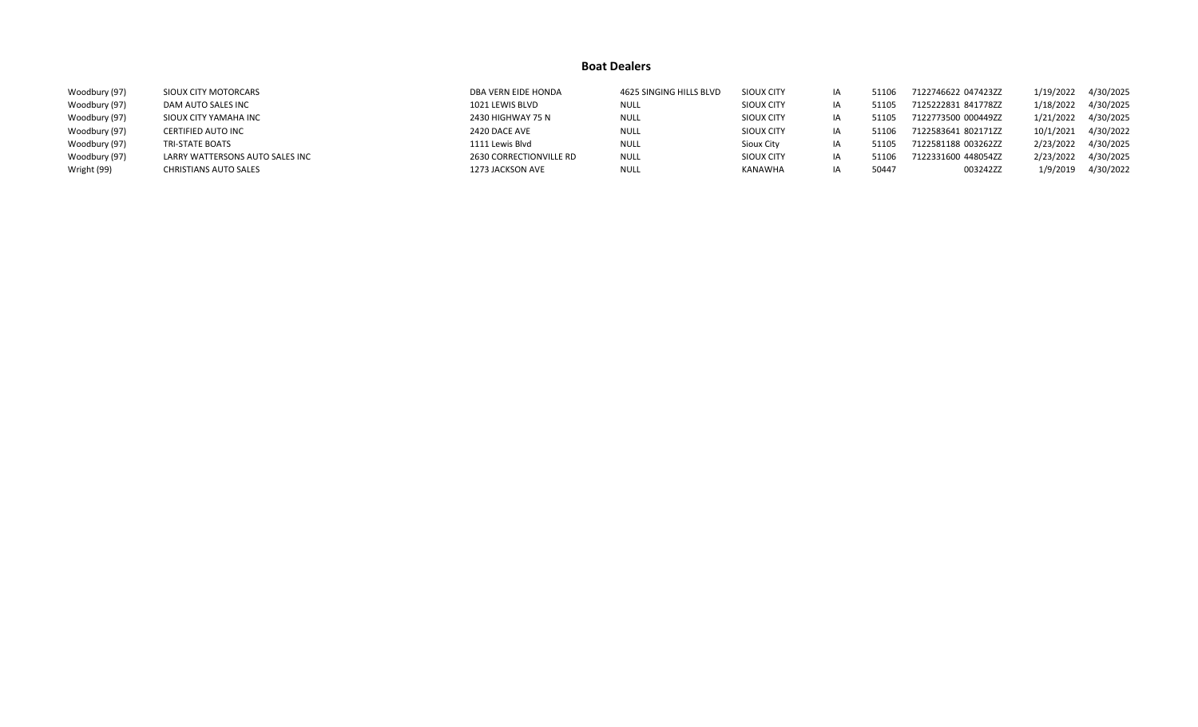## Boat Dealers

| | | | | | | | | | |
|---|---|---|---|---|---|---|---|---|---|
| Woodbury (97) | SIOUX CITY MOTORCARS | DBA VERN EIDE HONDA | 4625 SINGING HILLS BLVD | SIOUX CITY | IA | 51106 | 7122746622 047423ZZ | 1/19/2022 | 4/30/2025 |
| Woodbury (97) | DAM AUTO SALES INC | 1021 LEWIS BLVD | NULL | SIOUX CITY | IA | 51105 | 7125222831 841778ZZ | 1/18/2022 | 4/30/2025 |
| Woodbury (97) | SIOUX CITY YAMAHA INC | 2430 HIGHWAY 75 N | NULL | SIOUX CITY | IA | 51105 | 7122773500 000449ZZ | 1/21/2022 | 4/30/2025 |
| Woodbury (97) | CERTIFIED AUTO INC | 2420 DACE AVE | NULL | SIOUX CITY | IA | 51106 | 7122583641 802171ZZ | 10/1/2021 | 4/30/2022 |
| Woodbury (97) | TRI-STATE BOATS | 1111 Lewis Blvd | NULL | Sioux City | IA | 51105 | 7122581188 003262ZZ | 2/23/2022 | 4/30/2025 |
| Woodbury (97) | LARRY WATTERSONS AUTO SALES INC | 2630 CORRECTIONVILLE RD | NULL | SIOUX CITY | IA | 51106 | 7122331600 448054ZZ | 2/23/2022 | 4/30/2025 |
| Wright (99) | CHRISTIANS AUTO SALES | 1273 JACKSON AVE | NULL | KANAWHA | IA | 50447 | 003242ZZ | 1/9/2019 | 4/30/2022 |